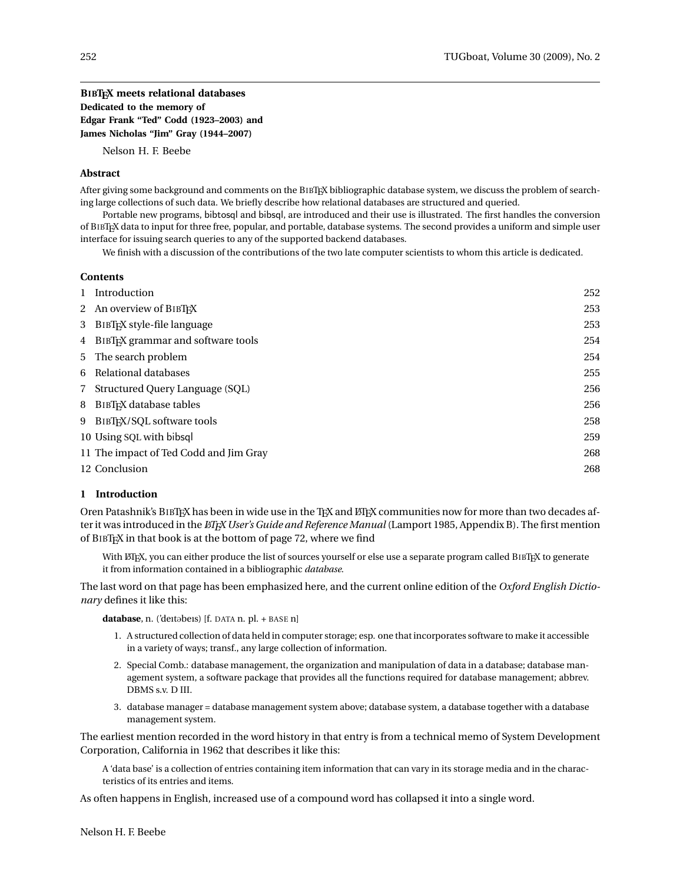## BibTeX meets relational databases

**Dedicated to the memory of**
**Edgar Frank “Ted” Codd (1923–2003) and**
**James Nicholas “Jim” Gray (1944–2007)**

Nelson H. F. Beebe

### Abstract

After giving some background and comments on the BibTeX bibliographic database system, we discuss the problem of searching large collections of such data. We briefly describe how relational databases are structured and queried.

Portable new programs, bibtosql and bibsql, are introduced and their use is illustrated. The first handles the conversion of BibTeX data to input for three free, popular, and portable, database systems. The second provides a uniform and simple user interface for issuing search queries to any of the supported backend databases.

We finish with a discussion of the contributions of the two late computer scientists to whom this article is dedicated.

### Contents

| | |
|---|---|
| 1 Introduction | 252 |
| 2 An overview of BibTeX | 253 |
| 3 BibTeX style-file language | 253 |
| 4 BibTeX grammar and software tools | 254 |
| 5 The search problem | 254 |
| 6 Relational databases | 255 |
| 7 Structured Query Language (SQL) | 256 |
| 8 BibTeX database tables | 256 |
| 9 BibTeX/SQL software tools | 258 |
| 10 Using SQL with bibsql | 259 |
| 11 The impact of Ted Codd and Jim Gray | 268 |
| 12 Conclusion | 268 |

### 1 Introduction

Oren Patashnik’s BibTeX has been in wide use in the TeX and LaTeX communities now for more than two decades after it was introduced in the *LaTeX User’s Guide and Reference Manual* (Lamport 1985, Appendix B). The first mention of BibTeX in that book is at the bottom of page 72, where we find

> With LaTeX, you can either produce the list of sources yourself or else use a separate program called BibTeX to generate it from information contained in a bibliographic *database*.

The last word on that page has been emphasized here, and the current online edition of the *Oxford English Dictionary* defines it like this:

> **database**, n. (ˈdeɪtəbeɪs) [f. DATA n. pl. + BASE n]
>
> 1. A structured collection of data held in computer storage; esp. one that incorporates software to make it accessible in a variety of ways; transf., any large collection of information.
> 2. Special Comb.: database management, the organization and manipulation of data in a database; database management system, a software package that provides all the functions required for database management; abbrev. DBMS s.v. D III.
> 3. database manager = database management system above; database system, a database together with a database management system.

The earliest mention recorded in the word history in that entry is from a technical memo of System Development Corporation, California in 1962 that describes it like this:

> A ‘data base’ is a collection of entries containing item information that can vary in its storage media and in the characteristics of its entries and items.

As often happens in English, increased use of a compound word has collapsed it into a single word.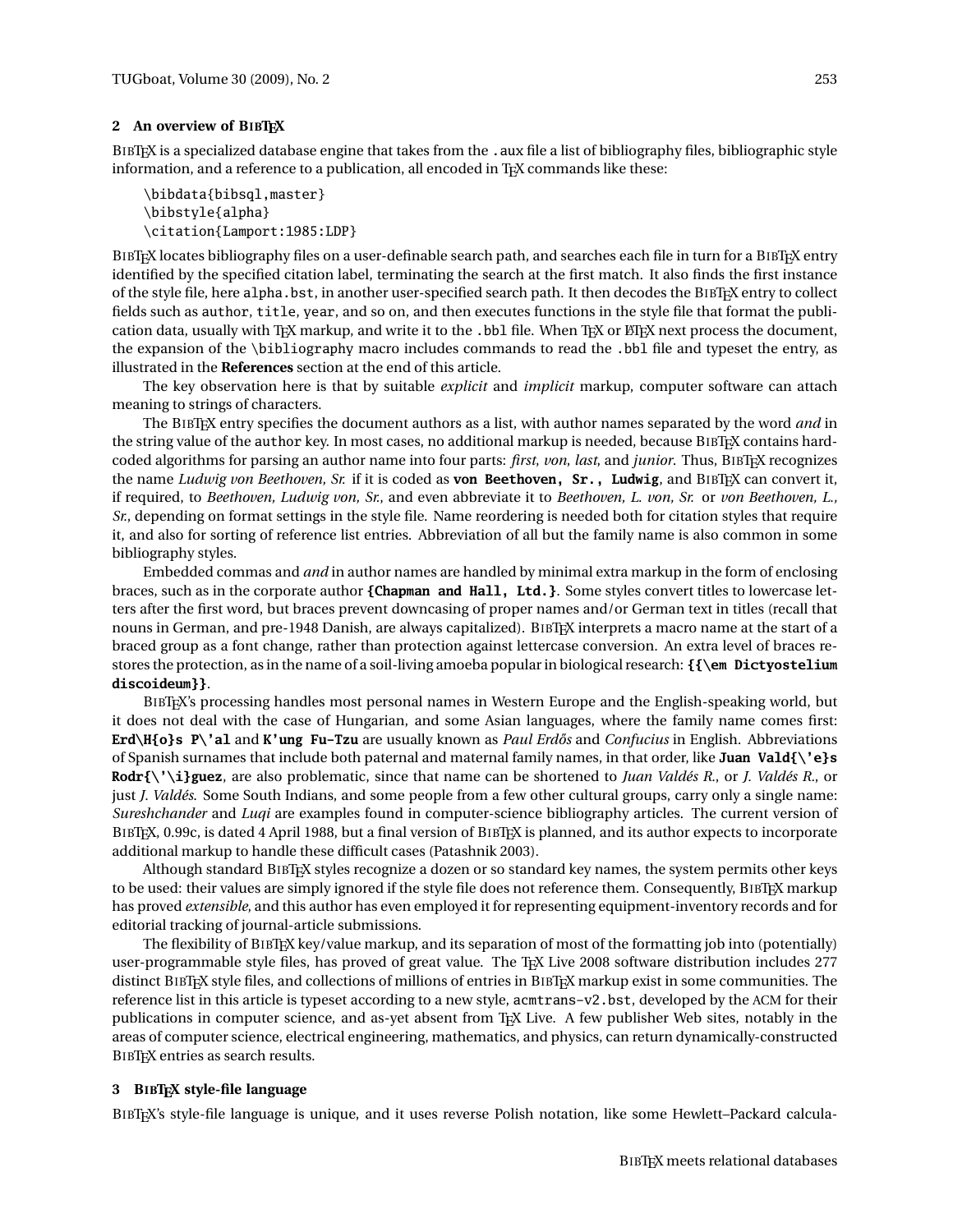## 2 An overview of BibTeX

BibTeX is a specialized database engine that takes from the .aux file a list of bibliography files, bibliographic style information, and a reference to a publication, all encoded in TeX commands like these:

```
\bibdata{bibsql,master}
\bibstyle{alpha}
\citation{Lamport:1985:LDP}
```

BibTeX locates bibliography files on a user-definable search path, and searches each file in turn for a BibTeX entry identified by the specified citation label, terminating the search at the first match. It also finds the first instance of the style file, here `alpha.bst`, in another user-specified search path. It then decodes the BibTeX entry to collect fields such as `author`, `title`, `year`, and so on, and then executes functions in the style file that format the publication data, usually with TeX markup, and write it to the `.bbl` file. When TeX or LaTeX next process the document, the expansion of the `\bibliography` macro includes commands to read the `.bbl` file and typeset the entry, as illustrated in the **References** section at the end of this article.

The key observation here is that by suitable *explicit* and *implicit* markup, computer software can attach meaning to strings of characters.

The BibTeX entry specifies the document authors as a list, with author names separated by the word *and* in the string value of the `author` key. In most cases, no additional markup is needed, because BibTeX contains hard-coded algorithms for parsing an author name into four parts: *first*, *von*, *last*, and *junior*. Thus, BibTeX recognizes the name *Ludwig von Beethoven, Sr.* if it is coded as **`von Beethoven, Sr., Ludwig`**, and BibTeX can convert it, if required, to *Beethoven, Ludwig von, Sr.*, and even abbreviate it to *Beethoven, L. von, Sr.* or *von Beethoven, L., Sr.*, depending on format settings in the style file. Name reordering is needed both for citation styles that require it, and also for sorting of reference list entries. Abbreviation of all but the family name is also common in some bibliography styles.

Embedded commas and *and* in author names are handled by minimal extra markup in the form of enclosing braces, such as in the corporate author **`{Chapman and Hall, Ltd.}`**. Some styles convert titles to lowercase letters after the first word, but braces prevent downcasing of proper names and/or German text in titles (recall that nouns in German, and pre-1948 Danish, are always capitalized). BibTeX interprets a macro name at the start of a braced group as a font change, rather than protection against lettercase conversion. An extra level of braces restores the protection, as in the name of a soil-living amoeba popular in biological research: **`{{\em Dictyostelium discoideum}}`**.

BibTeX's processing handles most personal names in Western Europe and the English-speaking world, but it does not deal with the case of Hungarian, and some Asian languages, where the family name comes first: **`Erd\H{o}s P\'al`** and **`K'ung Fu-Tzu`** are usually known as *Paul Erdős* and *Confucius* in English. Abbreviations of Spanish surnames that include both paternal and maternal family names, in that order, like **`Juan Vald{\'e}s Rodr{\'\i}guez`**, are also problematic, since that name can be shortened to *Juan Valdés R.*, or *J. Valdés R.*, or just *J. Valdés.* Some South Indians, and some people from a few other cultural groups, carry only a single name: *Sureshchander* and *Luqi* are examples found in computer-science bibliography articles. The current version of BibTeX, 0.99c, is dated 4 April 1988, but a final version of BibTeX is planned, and its author expects to incorporate additional markup to handle these difficult cases (Patashnik 2003).

Although standard BibTeX styles recognize a dozen or so standard key names, the system permits other keys to be used: their values are simply ignored if the style file does not reference them. Consequently, BibTeX markup has proved *extensible*, and this author has even employed it for representing equipment-inventory records and for editorial tracking of journal-article submissions.

The flexibility of BibTeX key/value markup, and its separation of most of the formatting job into (potentially) user-programmable style files, has proved of great value. The TeX Live 2008 software distribution includes 277 distinct BibTeX style files, and collections of millions of entries in BibTeX markup exist in some communities. The reference list in this article is typeset according to a new style, `acmtrans-v2.bst`, developed by the ACM for their publications in computer science, and as-yet absent from TeX Live. A few publisher Web sites, notably in the areas of computer science, electrical engineering, mathematics, and physics, can return dynamically-constructed BibTeX entries as search results.

## 3 BibTeX style-file language

BibTeX's style-file language is unique, and it uses reverse Polish notation, like some Hewlett–Packard calcula-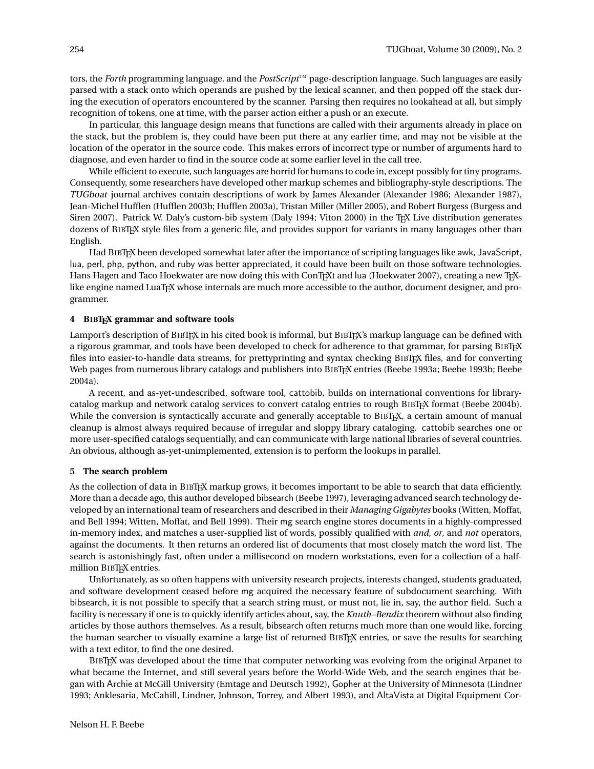tors, the *Forth* programming language, and the *PostScript*™ page-description language. Such languages are easily parsed with a stack onto which operands are pushed by the lexical scanner, and then popped off the stack during the execution of operators encountered by the scanner. Parsing then requires no lookahead at all, but simply recognition of tokens, one at time, with the parser action either a push or an execute.

In particular, this language design means that functions are called with their arguments already in place on the stack, but the problem is, they could have been put there at any earlier time, and may not be visible at the location of the operator in the source code. This makes errors of incorrect type or number of arguments hard to diagnose, and even harder to find in the source code at some earlier level in the call tree.

While efficient to execute, such languages are horrid for humans to code in, except possibly for tiny programs. Consequently, some researchers have developed other markup schemes and bibliography-style descriptions. The *TUGboat* journal archives contain descriptions of work by James Alexander (Alexander 1986; Alexander 1987), Jean-Michel Hufflen (Hufflen 2003b; Hufflen 2003a), Tristan Miller (Miller 2005), and Robert Burgess (Burgess and Siren 2007). Patrick W. Daly's custom-bib system (Daly 1994; Viton 2000) in the TeX Live distribution generates dozens of BibTeX style files from a generic file, and provides support for variants in many languages other than English.

Had BibTeX been developed somewhat later after the importance of scripting languages like awk, JavaScript, lua, perl, php, python, and ruby was better appreciated, it could have been built on those software technologies. Hans Hagen and Taco Hoekwater are now doing this with ConTeXt and lua (Hoekwater 2007), creating a new TeX-like engine named LuaTeX whose internals are much more accessible to the author, document designer, and programmer.

## 4 BibTeX grammar and software tools

Lamport's description of BibTeX in his cited book is informal, but BibTeX's markup language can be defined with a rigorous grammar, and tools have been developed to check for adherence to that grammar, for parsing BibTeX files into easier-to-handle data streams, for prettyprinting and syntax checking BibTeX files, and for converting Web pages from numerous library catalogs and publishers into BibTeX entries (Beebe 1993a; Beebe 1993b; Beebe 2004a).

A recent, and as-yet-undescribed, software tool, cattobib, builds on international conventions for library-catalog markup and network catalog services to convert catalog entries to rough BibTeX format (Beebe 2004b). While the conversion is syntactically accurate and generally acceptable to BibTeX, a certain amount of manual cleanup is almost always required because of irregular and sloppy library cataloging. cattobib searches one or more user-specified catalogs sequentially, and can communicate with large national libraries of several countries. An obvious, although as-yet-unimplemented, extension is to perform the lookups in parallel.

## 5 The search problem

As the collection of data in BibTeX markup grows, it becomes important to be able to search that data efficiently. More than a decade ago, this author developed bibsearch (Beebe 1997), leveraging advanced search technology developed by an international team of researchers and described in their *Managing Gigabytes* books (Witten, Moffat, and Bell 1994; Witten, Moffat, and Bell 1999). Their mg search engine stores documents in a highly-compressed in-memory index, and matches a user-supplied list of words, possibly qualified with *and*, *or*, and *not* operators, against the documents. It then returns an ordered list of documents that most closely match the word list. The search is astonishingly fast, often under a millisecond on modern workstations, even for a collection of a half-million BibTeX entries.

Unfortunately, as so often happens with university research projects, interests changed, students graduated, and software development ceased before mg acquired the necessary feature of subdocument searching. With bibsearch, it is not possible to specify that a search string must, or must not, lie in, say, the author field. Such a facility is necessary if one is to quickly identify articles about, say, the *Knuth–Bendix* theorem without also finding articles by those authors themselves. As a result, bibsearch often returns much more than one would like, forcing the human searcher to visually examine a large list of returned BibTeX entries, or save the results for searching with a text editor, to find the one desired.

BibTeX was developed about the time that computer networking was evolving from the original Arpanet to what became the Internet, and still several years before the World-Wide Web, and the search engines that began with Archie at McGill University (Emtage and Deutsch 1992), Gopher at the University of Minnesota (Lindner 1993; Anklesaria, McCahill, Lindner, Johnson, Torrey, and Albert 1993), and AltaVista at Digital Equipment Cor-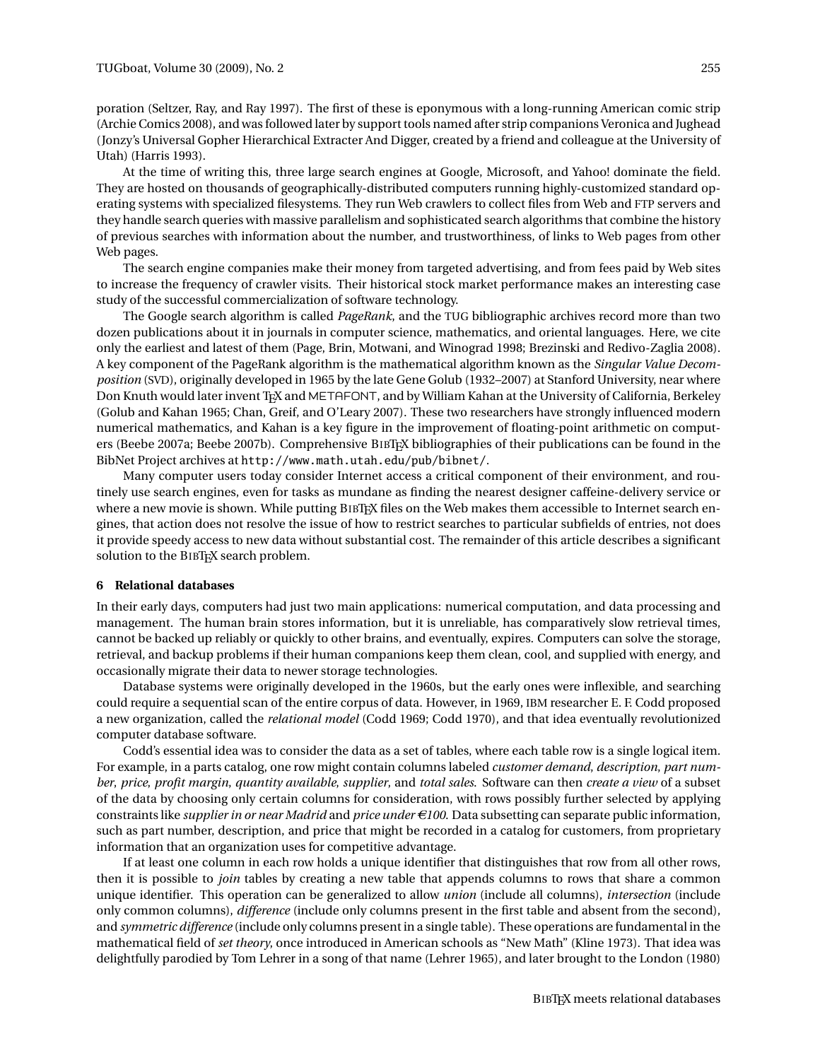poration (Seltzer, Ray, and Ray 1997). The first of these is eponymous with a long-running American comic strip (Archie Comics 2008), and was followed later by support tools named after strip companions Veronica and Jughead (Jonzy's Universal Gopher Hierarchical Extracter And Digger, created by a friend and colleague at the University of Utah) (Harris 1993).

At the time of writing this, three large search engines at Google, Microsoft, and Yahoo! dominate the field. They are hosted on thousands of geographically-distributed computers running highly-customized standard operating systems with specialized filesystems. They run Web crawlers to collect files from Web and FTP servers and they handle search queries with massive parallelism and sophisticated search algorithms that combine the history of previous searches with information about the number, and trustworthiness, of links to Web pages from other Web pages.

The search engine companies make their money from targeted advertising, and from fees paid by Web sites to increase the frequency of crawler visits. Their historical stock market performance makes an interesting case study of the successful commercialization of software technology.

The Google search algorithm is called *PageRank*, and the TUG bibliographic archives record more than two dozen publications about it in journals in computer science, mathematics, and oriental languages. Here, we cite only the earliest and latest of them (Page, Brin, Motwani, and Winograd 1998; Brezinski and Redivo-Zaglia 2008). A key component of the PageRank algorithm is the mathematical algorithm known as the *Singular Value Decomposition* (SVD), originally developed in 1965 by the late Gene Golub (1932–2007) at Stanford University, near where Don Knuth would later invent TeX and METAFONT, and by William Kahan at the University of California, Berkeley (Golub and Kahan 1965; Chan, Greif, and O'Leary 2007). These two researchers have strongly influenced modern numerical mathematics, and Kahan is a key figure in the improvement of floating-point arithmetic on computers (Beebe 2007a; Beebe 2007b). Comprehensive BibTeX bibliographies of their publications can be found in the BibNet Project archives at `http://www.math.utah.edu/pub/bibnet/`.

Many computer users today consider Internet access a critical component of their environment, and routinely use search engines, even for tasks as mundane as finding the nearest designer caffeine-delivery service or where a new movie is shown. While putting BibTeX files on the Web makes them accessible to Internet search engines, that action does not resolve the issue of how to restrict searches to particular subfields of entries, not does it provide speedy access to new data without substantial cost. The remainder of this article describes a significant solution to the BibTeX search problem.

## 6 Relational databases

In their early days, computers had just two main applications: numerical computation, and data processing and management. The human brain stores information, but it is unreliable, has comparatively slow retrieval times, cannot be backed up reliably or quickly to other brains, and eventually, expires. Computers can solve the storage, retrieval, and backup problems if their human companions keep them clean, cool, and supplied with energy, and occasionally migrate their data to newer storage technologies.

Database systems were originally developed in the 1960s, but the early ones were inflexible, and searching could require a sequential scan of the entire corpus of data. However, in 1969, IBM researcher E. F. Codd proposed a new organization, called the *relational model* (Codd 1969; Codd 1970), and that idea eventually revolutionized computer database software.

Codd's essential idea was to consider the data as a set of tables, where each table row is a single logical item. For example, in a parts catalog, one row might contain columns labeled *customer demand*, *description*, *part number*, *price*, *profit margin*, *quantity available*, *supplier*, and *total sales*. Software can then *create a view* of a subset of the data by choosing only certain columns for consideration, with rows possibly further selected by applying constraints like *supplier in or near Madrid* and *price under €100*. Data subsetting can separate public information, such as part number, description, and price that might be recorded in a catalog for customers, from proprietary information that an organization uses for competitive advantage.

If at least one column in each row holds a unique identifier that distinguishes that row from all other rows, then it is possible to *join* tables by creating a new table that appends columns to rows that share a common unique identifier. This operation can be generalized to allow *union* (include all columns), *intersection* (include only common columns), *difference* (include only columns present in the first table and absent from the second), and *symmetric difference* (include only columns present in a single table). These operations are fundamental in the mathematical field of *set theory*, once introduced in American schools as "New Math" (Kline 1973). That idea was delightfully parodied by Tom Lehrer in a song of that name (Lehrer 1965), and later brought to the London (1980)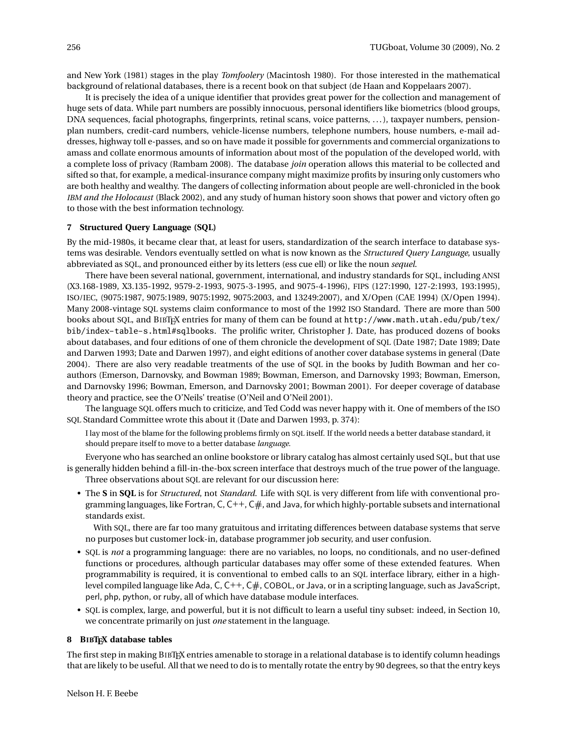and New York (1981) stages in the play *Tomfoolery* (Macintosh 1980). For those interested in the mathematical background of relational databases, there is a recent book on that subject (de Haan and Koppelaars 2007).

It is precisely the idea of a unique identifier that provides great power for the collection and management of huge sets of data. While part numbers are possibly innocuous, personal identifiers like biometrics (blood groups, DNA sequences, facial photographs, fingerprints, retinal scans, voice patterns, ...), taxpayer numbers, pension-plan numbers, credit-card numbers, vehicle-license numbers, telephone numbers, house numbers, e-mail addresses, highway toll e-passes, and so on have made it possible for governments and commercial organizations to amass and collate enormous amounts of information about most of the population of the developed world, with a complete loss of privacy (Rambam 2008). The database *join* operation allows this material to be collected and sifted so that, for example, a medical-insurance company might maximize profits by insuring only customers who are both healthy and wealthy. The dangers of collecting information about people are well-chronicled in the book *IBM and the Holocaust* (Black 2002), and any study of human history soon shows that power and victory often go to those with the best information technology.

## 7 Structured Query Language (SQL)

By the mid-1980s, it became clear that, at least for users, standardization of the search interface to database systems was desirable. Vendors eventually settled on what is now known as the *Structured Query Language*, usually abbreviated as SQL, and pronounced either by its letters (ess cue ell) or like the noun *sequel*.

There have been several national, government, international, and industry standards for SQL, including ANSI (X3.168-1989, X3.135-1992, 9579-2-1993, 9075-3-1995, and 9075-4-1996), FIPS (127:1990, 127-2:1993, 193:1995), ISO/IEC, (9075:1987, 9075:1989, 9075:1992, 9075:2003, and 13249:2007), and X/Open (CAE 1994) (X/Open 1994). Many 2008-vintage SQL systems claim conformance to most of the 1992 ISO Standard. There are more than 500 books about SQL, and BIBTEX entries for many of them can be found at `http://www.math.utah.edu/pub/tex/bib/index-table-s.html#sqlbooks`. The prolific writer, Christopher J. Date, has produced dozens of books about databases, and four editions of one of them chronicle the development of SQL (Date 1987; Date 1989; Date and Darwen 1993; Date and Darwen 1997), and eight editions of another cover database systems in general (Date 2004). There are also very readable treatments of the use of SQL in the books by Judith Bowman and her co-authors (Emerson, Darnovsky, and Bowman 1989; Bowman, Emerson, and Darnovsky 1993; Bowman, Emerson, and Darnovsky 1996; Bowman, Emerson, and Darnovsky 2001; Bowman 2001). For deeper coverage of database theory and practice, see the O'Neils' treatise (O'Neil and O'Neil 2001).

The language SQL offers much to criticize, and Ted Codd was never happy with it. One of members of the ISO SQL Standard Committee wrote this about it (Date and Darwen 1993, p. 374):

> I lay most of the blame for the following problems firmly on SQL itself. If the world needs a better database standard, it should prepare itself to move to a better database *language*.

Everyone who has searched an online bookstore or library catalog has almost certainly used SQL, but that use is generally hidden behind a fill-in-the-box screen interface that destroys much of the true power of the language.

Three observations about SQL are relevant for our discussion here:

- The **S** in **SQL** is for *Structured*, not *Standard*. Life with SQL is very different from life with conventional programming languages, like Fortran, C, C++, C#, and Java, for which highly-portable subsets and international standards exist.

  With SQL, there are far too many gratuitous and irritating differences between database systems that serve no purposes but customer lock-in, database programmer job security, and user confusion.

- SQL is *not* a programming language: there are no variables, no loops, no conditionals, and no user-defined functions or procedures, although particular databases may offer some of these extended features. When programmability is required, it is conventional to embed calls to an SQL interface library, either in a high-level compiled language like Ada, C, C++, C#, COBOL, or Java, or in a scripting language, such as JavaScript, perl, php, python, or ruby, all of which have database module interfaces.

- SQL is complex, large, and powerful, but it is not difficult to learn a useful tiny subset: indeed, in Section 10, we concentrate primarily on just *one* statement in the language.

## 8 BIBTEX database tables

The first step in making BIBTEX entries amenable to storage in a relational database is to identify column headings that are likely to be useful. All that we need to do is to mentally rotate the entry by 90 degrees, so that the entry keys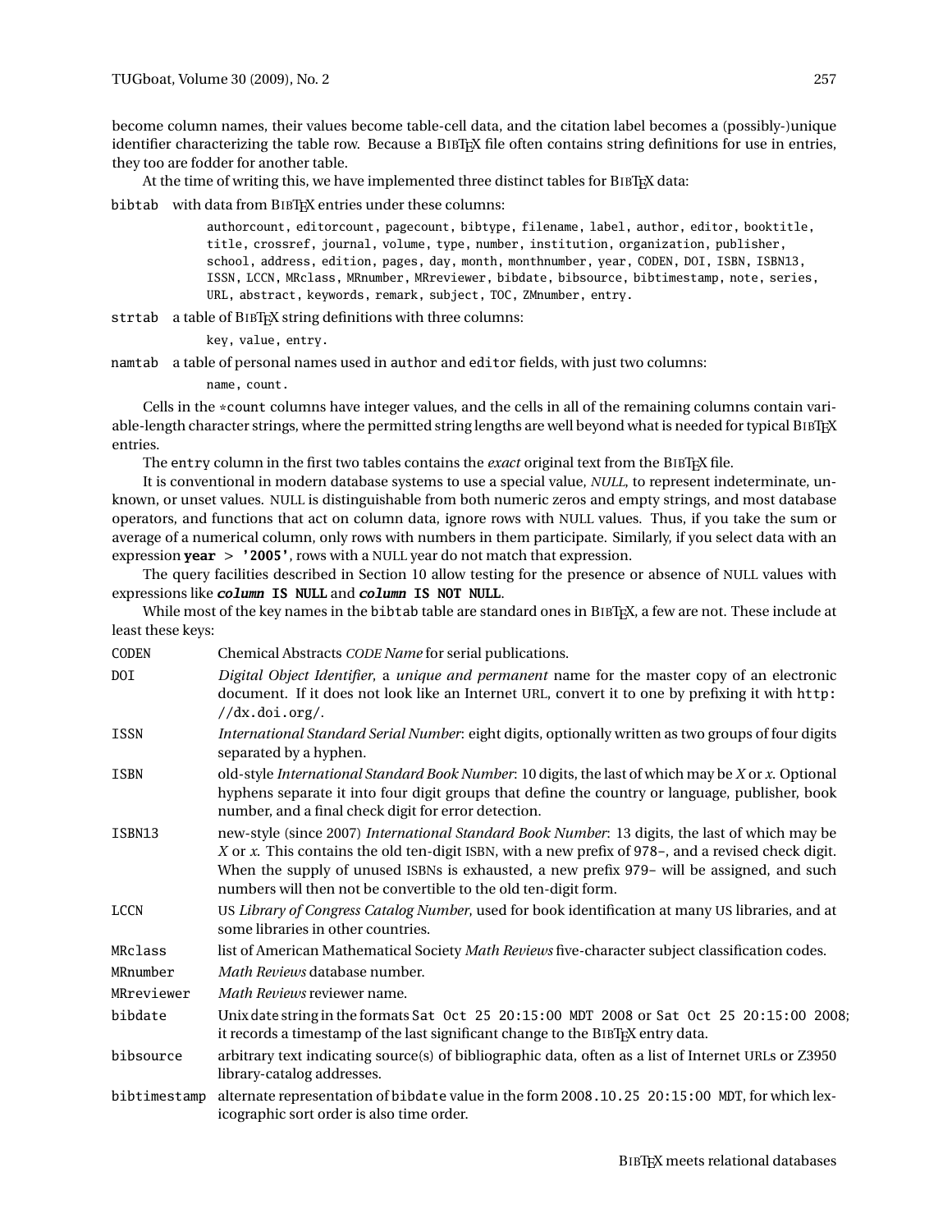become column names, their values become table-cell data, and the citation label becomes a (possibly-)unique identifier characterizing the table row. Because a BibTeX file often contains string definitions for use in entries, they too are fodder for another table.

At the time of writing this, we have implemented three distinct tables for BibTeX data:

`bibtab` with data from BibTeX entries under these columns:

> `authorcount, editorcount, pagecount, bibtype, filename, label, author, editor, booktitle, title, crossref, journal, volume, type, number, institution, organization, publisher, school, address, edition, pages, day, month, monthnumber, year, CODEN, DOI, ISBN, ISBN13, ISSN, LCCN, MRclass, MRnumber, MRreviewer, bibdate, bibsource, bibtimestamp, note, series, URL, abstract, keywords, remark, subject, TOC, ZMnumber, entry.`

`strtab` a table of BibTeX string definitions with three columns:

> `key, value, entry.`

`namtab` a table of personal names used in `author` and `editor` fields, with just two columns:

> `name, count.`

Cells in the `*count` columns have integer values, and the cells in all of the remaining columns contain variable-length character strings, where the permitted string lengths are well beyond what is needed for typical BibTeX entries.

The `entry` column in the first two tables contains the *exact* original text from the BibTeX file.

It is conventional in modern database systems to use a special value, *NULL*, to represent indeterminate, unknown, or unset values. NULL is distinguishable from both numeric zeros and empty strings, and most database operators, and functions that act on column data, ignore rows with NULL values. Thus, if you take the sum or average of a numerical column, only rows with numbers in them participate. Similarly, if you select data with an expression **year** > **'2005'**, rows with a NULL year do not match that expression.

The query facilities described in Section 10 allow testing for the presence or absence of NULL values with expressions like ***column*** **IS NULL** and ***column*** **IS NOT NULL**.

While most of the key names in the `bibtab` table are standard ones in BibTeX, a few are not. These include at least these keys:

| | |
|---|---|
| `CODEN` | Chemical Abstracts *CODE Name* for serial publications. |
| `DOI` | *Digital Object Identifier*, a *unique and permanent* name for the master copy of an electronic document. If it does not look like an Internet URL, convert it to one by prefixing it with `http://dx.doi.org/`. |
| `ISSN` | *International Standard Serial Number*: eight digits, optionally written as two groups of four digits separated by a hyphen. |
| `ISBN` | old-style *International Standard Book Number*: 10 digits, the last of which may be *X* or *x*. Optional hyphens separate it into four digit groups that define the country or language, publisher, book number, and a final check digit for error detection. |
| `ISBN13` | new-style (since 2007) *International Standard Book Number*: 13 digits, the last of which may be *X* or *x*. This contains the old ten-digit ISBN, with a new prefix of 978-, and a revised check digit. When the supply of unused ISBNs is exhausted, a new prefix 979- will be assigned, and such numbers will then not be convertible to the old ten-digit form. |
| `LCCN` | US *Library of Congress Catalog Number*, used for book identification at many US libraries, and at some libraries in other countries. |
| `MRclass` | list of American Mathematical Society *Math Reviews* five-character subject classification codes. |
| `MRnumber` | *Math Reviews* database number. |
| `MRreviewer` | *Math Reviews* reviewer name. |
| `bibdate` | Unix `date` string in the formats `Sat Oct 25 20:15:00 MDT 2008` or `Sat Oct 25 20:15:00 2008`; it records a timestamp of the last significant change to the BibTeX entry data. |
| `bibsource` | arbitrary text indicating source(s) of bibliographic data, often as a list of Internet URLs or Z3950 library-catalog addresses. |
| `bibtimestamp` | alternate representation of `bibdate` value in the form `2008.10.25 20:15:00 MDT`, for which lexicographic sort order is also time order. |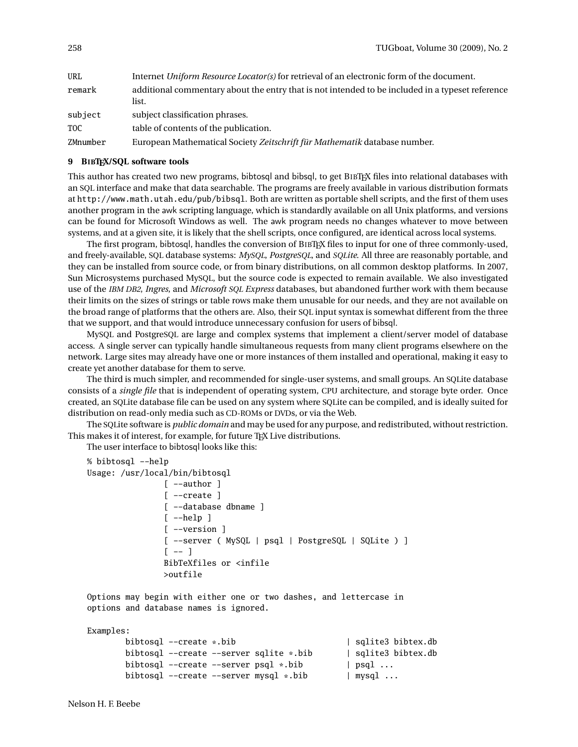| | |
|---|---|
| URL | Internet *Uniform Resource Locator(s)* for retrieval of an electronic form of the document. |
| remark | additional commentary about the entry that is not intended to be included in a typeset reference list. |
| subject | subject classification phrases. |
| TOC | table of contents of the publication. |
| ZMnumber | European Mathematical Society *Zeitschrift für Mathematik* database number. |

## 9 BIBTEX/SQL software tools

This author has created two new programs, bibtosql and bibsql, to get BIBTEX files into relational databases with an SQL interface and make that data searchable. The programs are freely available in various distribution formats at `http://www.math.utah.edu/pub/bibsql`. Both are written as portable shell scripts, and the first of them uses another program in the awk scripting language, which is standardly available on all Unix platforms, and versions can be found for Microsoft Windows as well. The awk program needs no changes whatever to move between systems, and at a given site, it is likely that the shell scripts, once configured, are identical across local systems.

The first program, bibtosql, handles the conversion of BIBTEX files to input for one of three commonly-used, and freely-available, SQL database systems: *MySQL*, *PostgreSQL*, and *SQLite*. All three are reasonably portable, and they can be installed from source code, or from binary distributions, on all common desktop platforms. In 2007, Sun Microsystems purchased MySQL, but the source code is expected to remain available. We also investigated use of the *IBM DB2*, *Ingres*, and *Microsoft SQL Express* databases, but abandoned further work with them because their limits on the sizes of strings or table rows make them unusable for our needs, and they are not available on the broad range of platforms that the others are. Also, their SQL input syntax is somewhat different from the three that we support, and that would introduce unnecessary confusion for users of bibsql.

MySQL and PostgreSQL are large and complex systems that implement a client/server model of database access. A single server can typically handle simultaneous requests from many client programs elsewhere on the network. Large sites may already have one or more instances of them installed and operational, making it easy to create yet another database for them to serve.

The third is much simpler, and recommended for single-user systems, and small groups. An SQLite database consists of a *single file* that is independent of operating system, CPU architecture, and storage byte order. Once created, an SQLite database file can be used on any system where SQLite can be compiled, and is ideally suited for distribution on read-only media such as CD-ROMs or DVDs, or via the Web.

The SQLite software is *public domain* and may be used for any purpose, and redistributed, without restriction. This makes it of interest, for example, for future TEX Live distributions.

The user interface to bibtosql looks like this:

```
% bibtosql --help
Usage: /usr/local/bin/bibtosql
                [ --author ]
                [ --create ]
                [ --database dbname ]
                [ --help ]
                [ --version ]
                [ --server ( MySQL | psql | PostgreSQL | SQLite ) ]
                [ -- ]
                BibTeXfiles or <infile
                >outfile

Options may begin with either one or two dashes, and lettercase in
options and database names is ignored.

Examples:
        bibtosql --create *.bib                         | sqlite3 bibtex.db
        bibtosql --create --server sqlite *.bib         | sqlite3 bibtex.db
        bibtosql --create --server psql *.bib           | psql ...
        bibtosql --create --server mysql *.bib          | mysql ...
```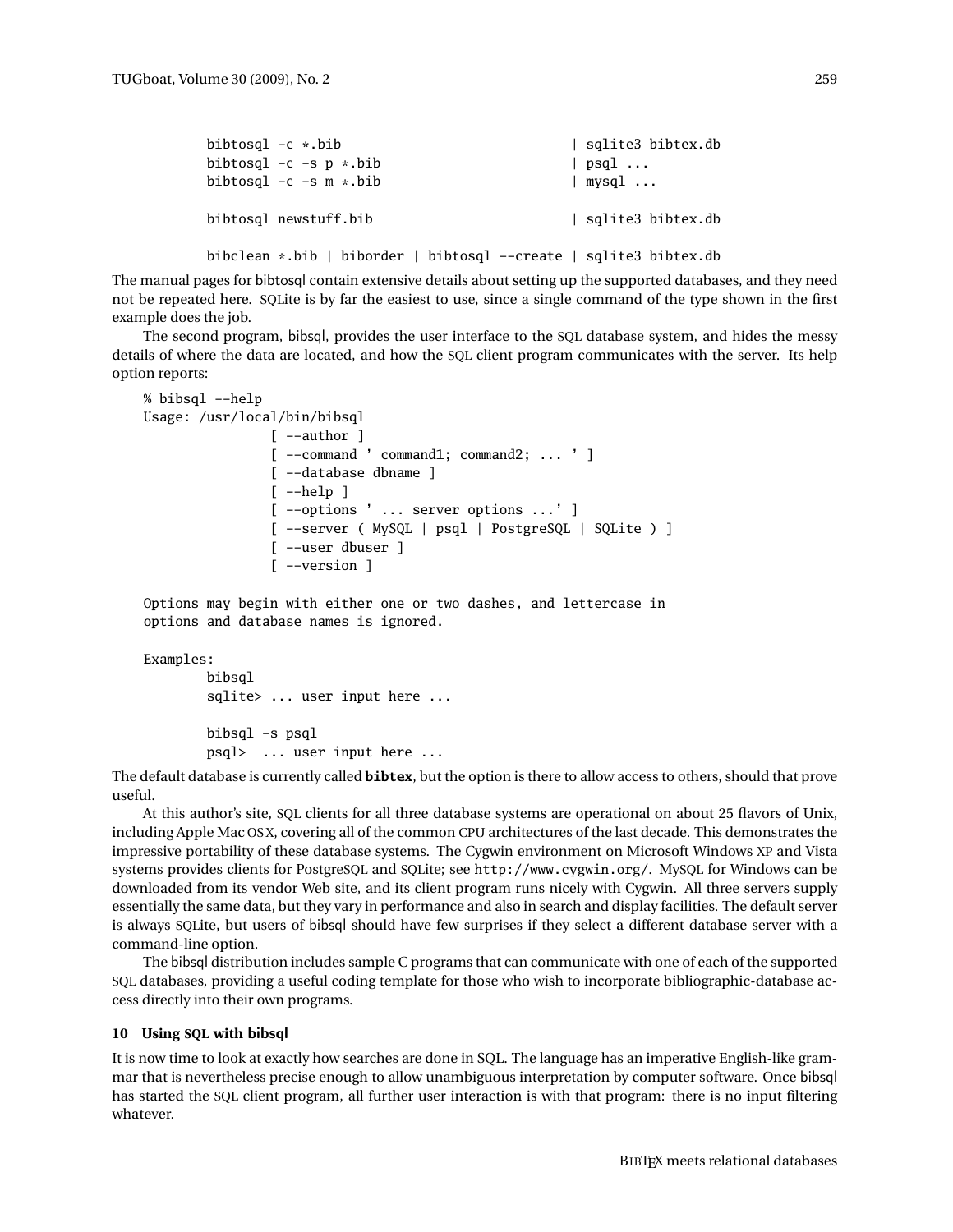```
bibtosql -c *.bib                              | sqlite3 bibtex.db
bibtosql -c -s p *.bib                         | psql ...
bibtosql -c -s m *.bib                         | mysql ...

bibtosql newstuff.bib                          | sqlite3 bibtex.db

bibclean *.bib | biborder | bibtosql --create | sqlite3 bibtex.db
```

The manual pages for bibtosql contain extensive details about setting up the supported databases, and they need not be repeated here. SQLite is by far the easiest to use, since a single command of the type shown in the first example does the job.

The second program, bibsql, provides the user interface to the SQL database system, and hides the messy details of where the data are located, and how the SQL client program communicates with the server. Its help option reports:

```
% bibsql --help
Usage: /usr/local/bin/bibsql
                [ --author ]
                [ --command ' command1; command2; ... ' ]
                [ --database dbname ]
                [ --help ]
                [ --options ' ... server options ...' ]
                [ --server ( MySQL | psql | PostgreSQL | SQLite ) ]
                [ --user dbuser ]
                [ --version ]

Options may begin with either one or two dashes, and lettercase in
options and database names is ignored.

Examples:
        bibsql
        sqlite> ... user input here ...

        bibsql -s psql
        psql>  ... user input here ...
```

The default database is currently called **bibtex**, but the option is there to allow access to others, should that prove useful.

At this author's site, SQL clients for all three database systems are operational on about 25 flavors of Unix, including Apple Mac OS X, covering all of the common CPU architectures of the last decade. This demonstrates the impressive portability of these database systems. The Cygwin environment on Microsoft Windows XP and Vista systems provides clients for PostgreSQL and SQLite; see http://www.cygwin.org/. MySQL for Windows can be downloaded from its vendor Web site, and its client program runs nicely with Cygwin. All three servers supply essentially the same data, but they vary in performance and also in search and display facilities. The default server is always SQLite, but users of bibsql should have few surprises if they select a different database server with a command-line option.

The bibsql distribution includes sample C programs that can communicate with one of each of the supported SQL databases, providing a useful coding template for those who wish to incorporate bibliographic-database access directly into their own programs.

## 10 Using SQL with bibsql

It is now time to look at exactly how searches are done in SQL. The language has an imperative English-like grammar that is nevertheless precise enough to allow unambiguous interpretation by computer software. Once bibsql has started the SQL client program, all further user interaction is with that program: there is no input filtering whatever.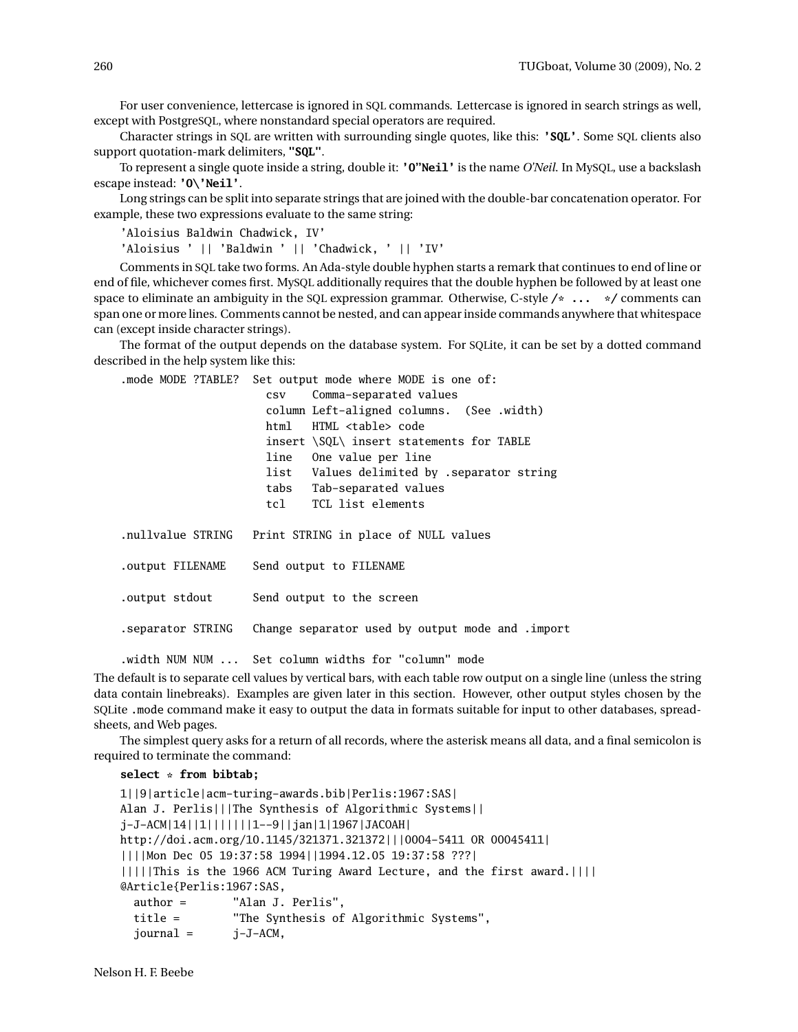For user convenience, lettercase is ignored in SQL commands. Lettercase is ignored in search strings as well, except with PostgreSQL, where nonstandard special operators are required.

Character strings in SQL are written with surrounding single quotes, like this: **`'SQL'`**. Some SQL clients also support quotation-mark delimiters, **`"SQL"`**.

To represent a single quote inside a string, double it: **`'O''Neil'`** is the name *O'Neil*. In MySQL, use a backslash escape instead: **`'O\'Neil'`**.

Long strings can be split into separate strings that are joined with the double-bar concatenation operator. For example, these two expressions evaluate to the same string:

```
'Aloisius Baldwin Chadwick, IV'
'Aloisius ' || 'Baldwin ' || 'Chadwick, ' || 'IV'
```

Comments in SQL take two forms. An Ada-style double hyphen starts a remark that continues to end of line or end of file, whichever comes first. MySQL additionally requires that the double hyphen be followed by at least one space to eliminate an ambiguity in the SQL expression grammar. Otherwise, C-style **`/* ... */`** comments can span one or more lines. Comments cannot be nested, and can appear inside commands anywhere that whitespace can (except inside character strings).

The format of the output depends on the database system. For SQLite, it can be set by a dotted command described in the help system like this:

```
.mode MODE ?TABLE?  Set output mode where MODE is one of:
                      csv    Comma-separated values
                      column Left-aligned columns.  (See .width)
                      html   HTML <table> code
                      insert \SQL\ insert statements for TABLE
                      line   One value per line
                      list   Values delimited by .separator string
                      tabs   Tab-separated values
                      tcl    TCL list elements

.nullvalue STRING   Print STRING in place of NULL values

.output FILENAME    Send output to FILENAME

.output stdout      Send output to the screen

.separator STRING   Change separator used by output mode and .import

.width NUM NUM ...  Set column widths for "column" mode
```

The default is to separate cell values by vertical bars, with each table row output on a single line (unless the string data contain linebreaks). Examples are given later in this section. However, other output styles chosen by the SQLite `.mode` command make it easy to output the data in formats suitable for input to other databases, spreadsheets, and Web pages.

The simplest query asks for a return of all records, where the asterisk means all data, and a final semicolon is required to terminate the command:

```
select * from bibtab;
1||9|article|acm-turing-awards.bib|Perlis:1967:SAS|
Alan J. Perlis|||The Synthesis of Algorithmic Systems||
j-J-ACM|14||1||||||1--9||jan|1|1967|JACOAH|
http://doi.acm.org/10.1145/321371.321372|||0004-5411 OR 00045411|
||||Mon Dec 05 19:37:58 1994||1994.12.05 19:37:58 ???|
|||||This is the 1966 ACM Turing Award Lecture, and the first award.||||
@Article{Perlis:1967:SAS,
  author =       "Alan J. Perlis",
  title =        "The Synthesis of Algorithmic Systems",
  journal =      j-J-ACM,
```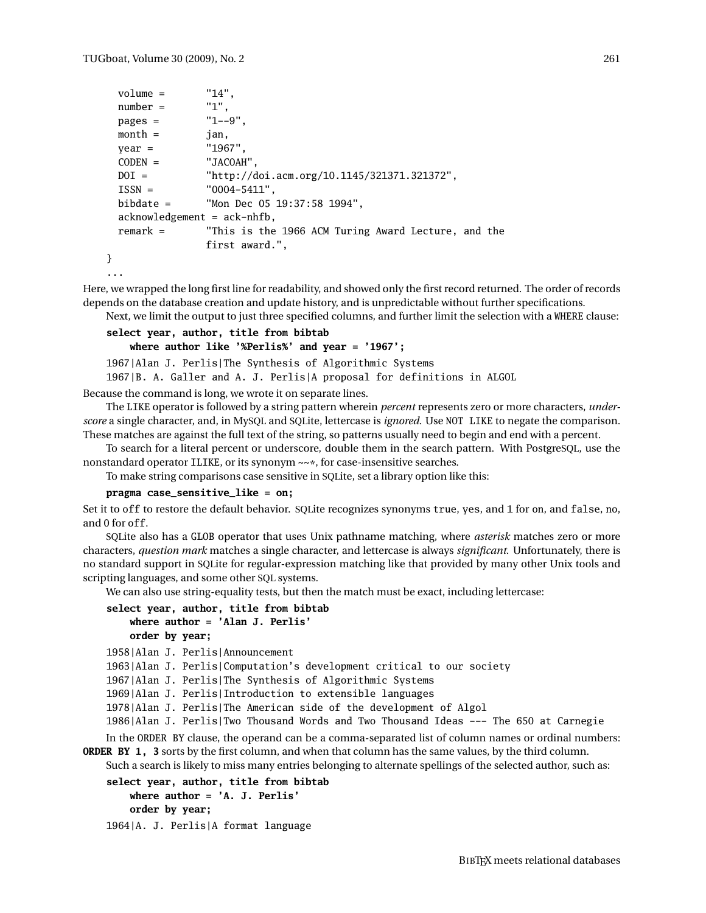```
    volume =       "14",
    number =       "1",
    pages =        "1--9",
    month =        jan,
    year =         "1967",
    CODEN =        "JACOAH",
    DOI =          "http://doi.acm.org/10.1145/321371.321372",
    ISSN =         "0004-5411",
    bibdate =      "Mon Dec 05 19:37:58 1994",
    acknowledgement = ack-nhfb,
    remark =       "This is the 1966 ACM Turing Award Lecture, and the
                   first award.",
}
...
```

Here, we wrapped the long first line for readability, and showed only the first record returned. The order of records depends on the database creation and update history, and is unpredictable without further specifications.

Next, we limit the output to just three specified columns, and further limit the selection with a WHERE clause:

```
select year, author, title from bibtab
    where author like '%Perlis%' and year = '1967';
1967|Alan J. Perlis|The Synthesis of Algorithmic Systems
1967|B. A. Galler and A. J. Perlis|A proposal for definitions in ALGOL
```

Because the command is long, we wrote it on separate lines.

The LIKE operator is followed by a string pattern wherein *percent* represents zero or more characters, *underscore* a single character, and, in MySQL and SQLite, lettercase is *ignored*. Use NOT LIKE to negate the comparison. These matches are against the full text of the string, so patterns usually need to begin and end with a percent.

To search for a literal percent or underscore, double them in the search pattern. With PostgreSQL, use the nonstandard operator ILIKE, or its synonym ~~*, for case-insensitive searches.

To make string comparisons case sensitive in SQLite, set a library option like this:

```
pragma case_sensitive_like = on;
```

Set it to off to restore the default behavior. SQLite recognizes synonyms true, yes, and 1 for on, and false, no, and 0 for off.

SQLite also has a GLOB operator that uses Unix pathname matching, where *asterisk* matches zero or more characters, *question mark* matches a single character, and lettercase is always *significant*. Unfortunately, there is no standard support in SQLite for regular-expression matching like that provided by many other Unix tools and scripting languages, and some other SQL systems.

We can also use string-equality tests, but then the match must be exact, including lettercase:

```
select year, author, title from bibtab
    where author = 'Alan J. Perlis'
    order by year;
1958|Alan J. Perlis|Announcement
1963|Alan J. Perlis|Computation's development critical to our society
1967|Alan J. Perlis|The Synthesis of Algorithmic Systems
1969|Alan J. Perlis|Introduction to extensible languages
1978|Alan J. Perlis|The American side of the development of Algol
1986|Alan J. Perlis|Two Thousand Words and Two Thousand Ideas --- The 650 at Carnegie
```

In the ORDER BY clause, the operand can be a comma-separated list of column names or ordinal numbers: **ORDER BY 1, 3** sorts by the first column, and when that column has the same values, by the third column.

Such a search is likely to miss many entries belonging to alternate spellings of the selected author, such as:

```
select year, author, title from bibtab
    where author = 'A. J. Perlis'
    order by year;
1964|A. J. Perlis|A format language
```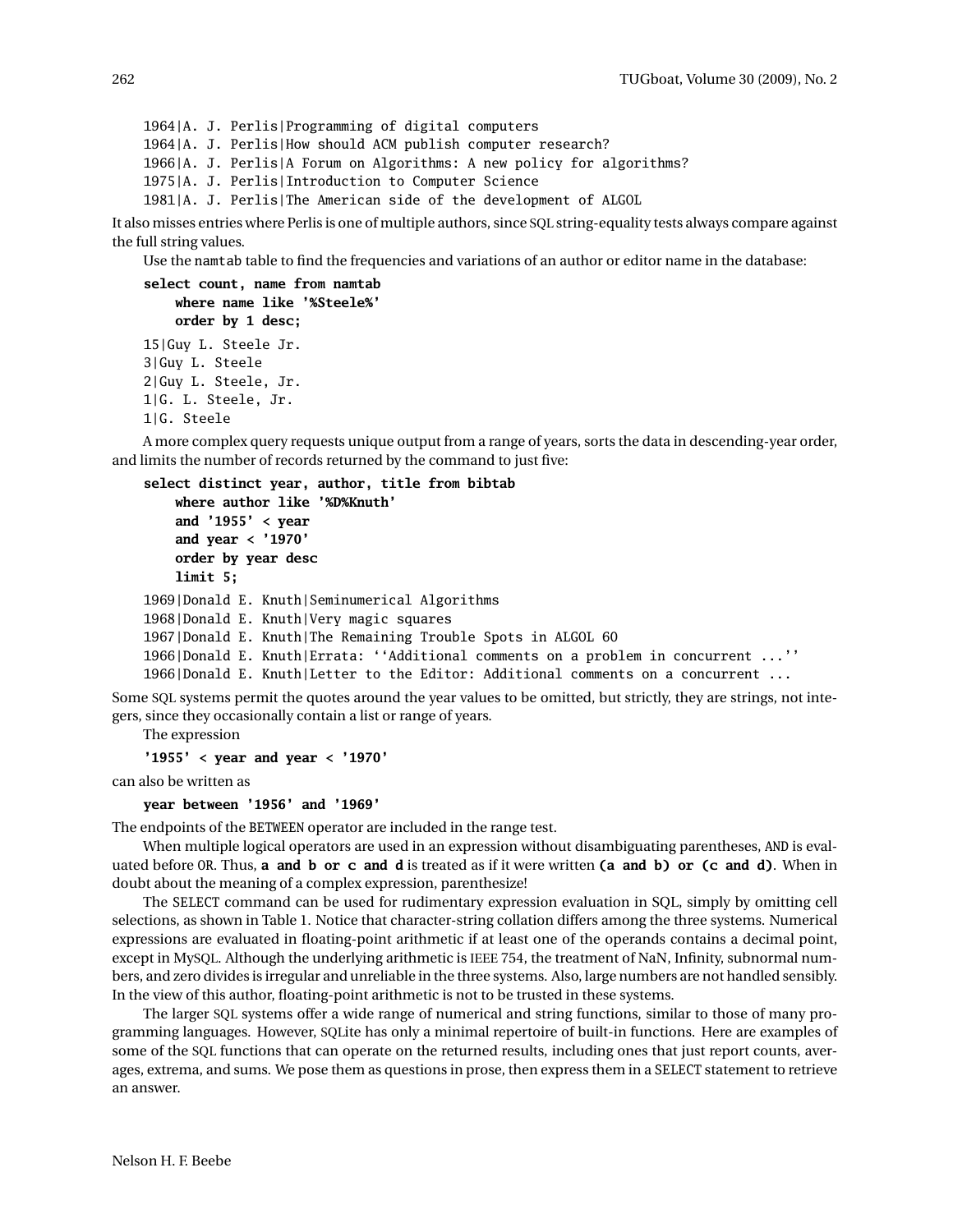```
1964|A. J. Perlis|Programming of digital computers
1964|A. J. Perlis|How should ACM publish computer research?
1966|A. J. Perlis|A Forum on Algorithms: A new policy for algorithms?
1975|A. J. Perlis|Introduction to Computer Science
1981|A. J. Perlis|The American side of the development of ALGOL
```

It also misses entries where Perlis is one of multiple authors, since SQL string-equality tests always compare against the full string values.

Use the namtab table to find the frequencies and variations of an author or editor name in the database:

```
select count, name from namtab
    where name like '%Steele%'
    order by 1 desc;
```

```
15|Guy L. Steele Jr.
3|Guy L. Steele
2|Guy L. Steele, Jr.
1|G. L. Steele, Jr.
1|G. Steele
```

A more complex query requests unique output from a range of years, sorts the data in descending-year order, and limits the number of records returned by the command to just five:

```
select distinct year, author, title from bibtab
    where author like '%D%Knuth'
    and '1955' < year
    and year < '1970'
    order by year desc
    limit 5;
```

```
1969|Donald E. Knuth|Seminumerical Algorithms
1968|Donald E. Knuth|Very magic squares
1967|Donald E. Knuth|The Remaining Trouble Spots in ALGOL 60
1966|Donald E. Knuth|Errata: ``Additional comments on a problem in concurrent ...''
1966|Donald E. Knuth|Letter to the Editor: Additional comments on a concurrent ...
```

Some SQL systems permit the quotes around the year values to be omitted, but strictly, they are strings, not integers, since they occasionally contain a list or range of years.

The expression

```
'1955' < year and year < '1970'
```

can also be written as

```
year between '1956' and '1969'
```

The endpoints of the BETWEEN operator are included in the range test.

When multiple logical operators are used in an expression without disambiguating parentheses, AND is evaluated before OR. Thus, **a and b or c and d** is treated as if it were written **(a and b) or (c and d)**. When in doubt about the meaning of a complex expression, parenthesize!

The SELECT command can be used for rudimentary expression evaluation in SQL, simply by omitting cell selections, as shown in Table 1. Notice that character-string collation differs among the three systems. Numerical expressions are evaluated in floating-point arithmetic if at least one of the operands contains a decimal point, except in MySQL. Although the underlying arithmetic is IEEE 754, the treatment of NaN, Infinity, subnormal numbers, and zero divides is irregular and unreliable in the three systems. Also, large numbers are not handled sensibly. In the view of this author, floating-point arithmetic is not to be trusted in these systems.

The larger SQL systems offer a wide range of numerical and string functions, similar to those of many programming languages. However, SQLite has only a minimal repertoire of built-in functions. Here are examples of some of the SQL functions that can operate on the returned results, including ones that just report counts, averages, extrema, and sums. We pose them as questions in prose, then express them in a SELECT statement to retrieve an answer.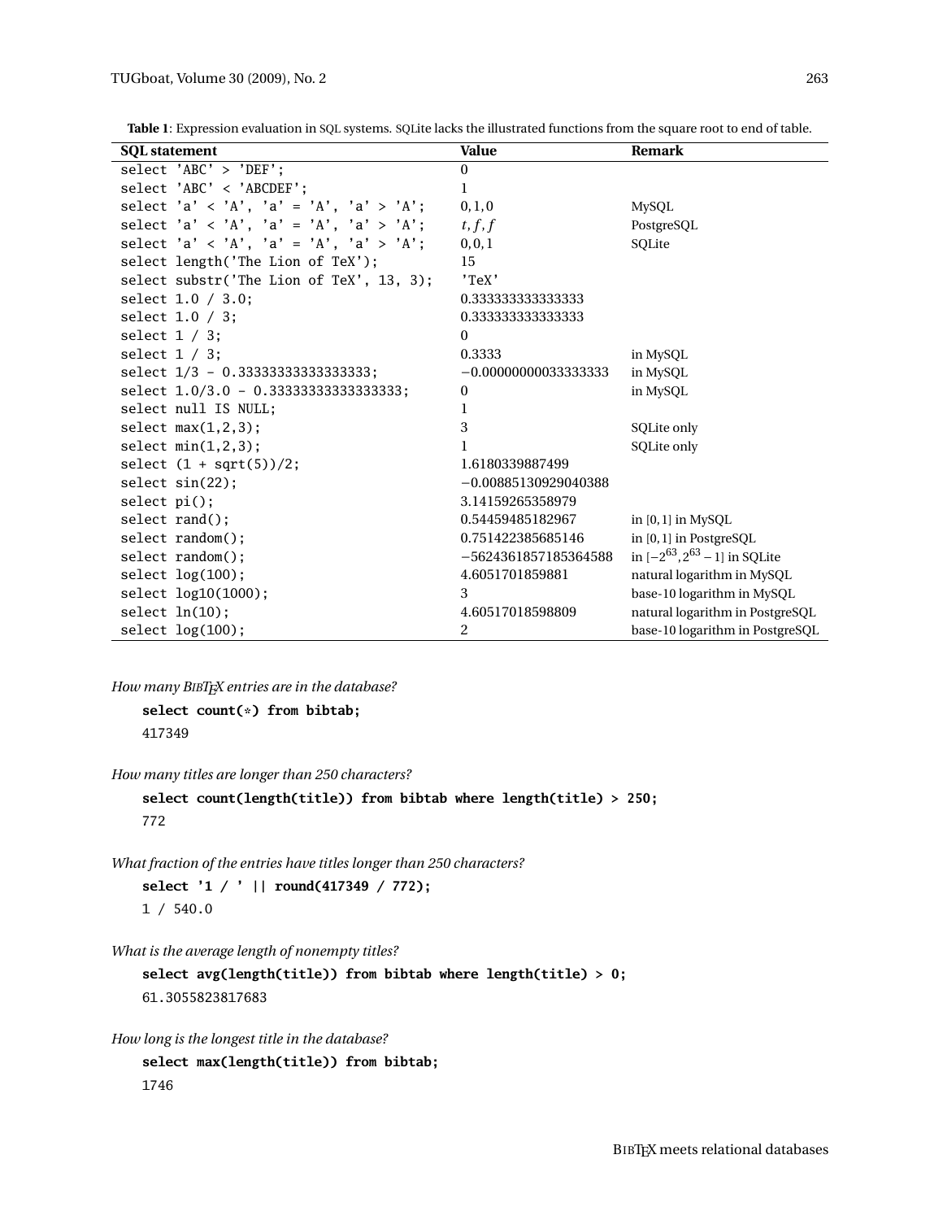**Table 1**: Expression evaluation in SQL systems. SQLite lacks the illustrated functions from the square root to end of table.

| SQL statement | Value | Remark |
|---|---|---|
| `select 'ABC' > 'DEF';` | 0 | |
| `select 'ABC' < 'ABCDEF';` | 1 | |
| `select 'a' < 'A', 'a' = 'A', 'a' > 'A';` | 0, 1, 0 | MySQL |
| `select 'a' < 'A', 'a' = 'A', 'a' > 'A';` | $t, f, f$ | PostgreSQL |
| `select 'a' < 'A', 'a' = 'A', 'a' > 'A';` | 0, 0, 1 | SQLite |
| `select length('The Lion of TeX');` | 15 | |
| `select substr('The Lion of TeX', 13, 3);` | 'TeX' | |
| `select 1.0 / 3.0;` | 0.333333333333333 | |
| `select 1.0 / 3;` | 0.333333333333333 | |
| `select 1 / 3;` | 0 | |
| `select 1 / 3;` | 0.3333 | in MySQL |
| `select 1/3 - 0.33333333333333333;` | −0.00000000033333333 | in MySQL |
| `select 1.0/3.0 - 0.33333333333333333;` | 0 | in MySQL |
| `select null IS NULL;` | 1 | |
| `select max(1,2,3);` | 3 | SQLite only |
| `select min(1,2,3);` | 1 | SQLite only |
| `select (1 + sqrt(5))/2;` | 1.6180339887499 | |
| `select sin(22);` | −0.00885130929040388 | |
| `select pi();` | 3.14159265358979 | |
| `select rand();` | 0.54459485182967 | in $[0, 1]$ in MySQL |
| `select random();` | 0.751422385685146 | in $[0, 1]$ in PostgreSQL |
| `select random();` | −5624361857185364588 | in $[-2^{63}, 2^{63} - 1]$ in SQLite |
| `select log(100);` | 4.6051701859881 | natural logarithm in MySQL |
| `select log10(1000);` | 3 | base-10 logarithm in MySQL |
| `select ln(10);` | 4.60517018598809 | natural logarithm in PostgreSQL |
| `select log(100);` | 2 | base-10 logarithm in PostgreSQL |

*How many BIBTEX entries are in the database?*

```
select count(*) from bibtab;
417349
```

*How many titles are longer than 250 characters?*

```
select count(length(title)) from bibtab where length(title) > 250;
772
```

*What fraction of the entries have titles longer than 250 characters?*

```
select '1 / ' || round(417349 / 772);
1 / 540.0
```

*What is the average length of nonempty titles?*

```
select avg(length(title)) from bibtab where length(title) > 0;
61.3055823817683
```

*How long is the longest title in the database?*

```
select max(length(title)) from bibtab;
1746
```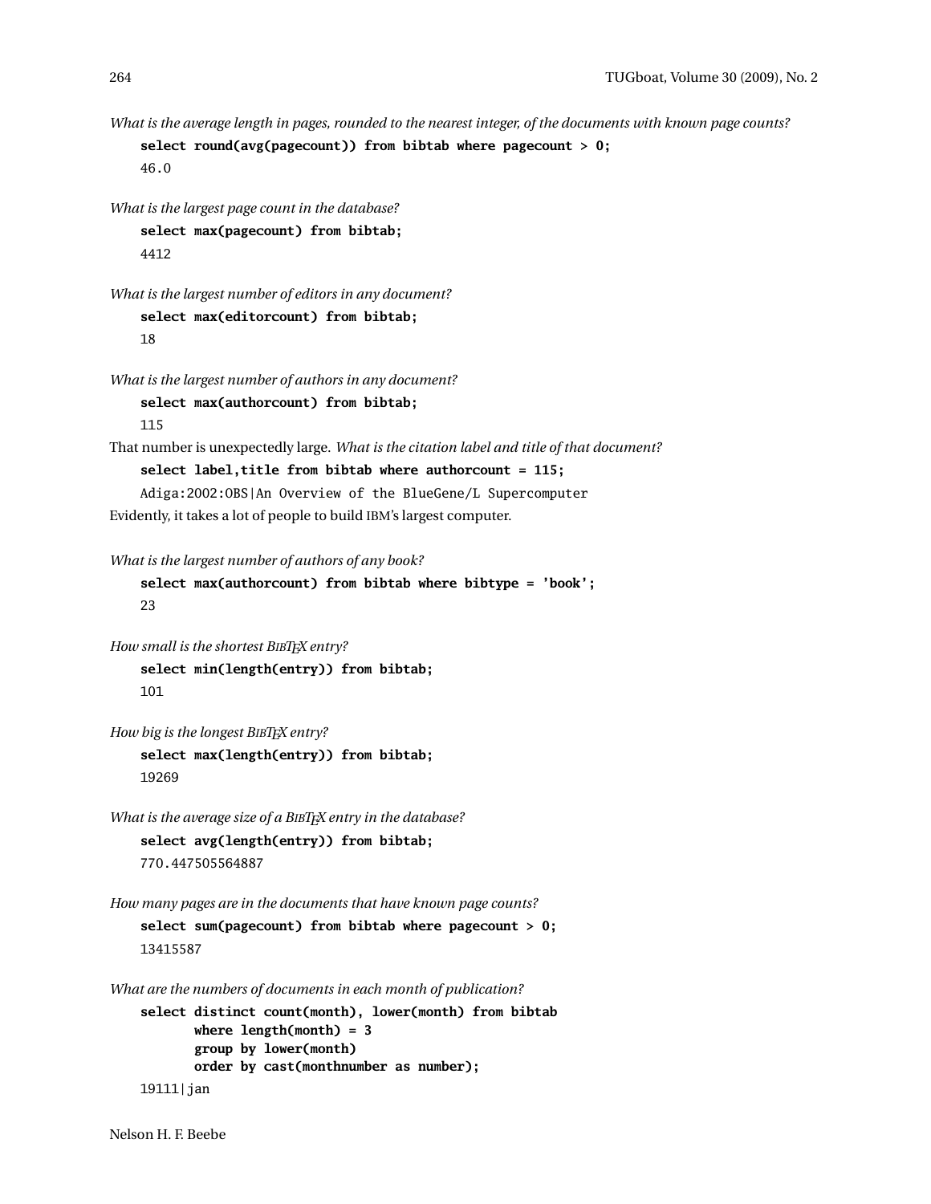*What is the average length in pages, rounded to the nearest integer, of the documents with known page counts?*

```
select round(avg(pagecount)) from bibtab where pagecount > 0;
46.0
```

*What is the largest page count in the database?*

```
select max(pagecount) from bibtab;
4412
```

*What is the largest number of editors in any document?*

```
select max(editorcount) from bibtab;
18
```

*What is the largest number of authors in any document?*

```
select max(authorcount) from bibtab;
115
```

That number is unexpectedly large. *What is the citation label and title of that document?*

```
select label,title from bibtab where authorcount = 115;
Adiga:2002:OBS|An Overview of the BlueGene/L Supercomputer
```

Evidently, it takes a lot of people to build IBM's largest computer.

*What is the largest number of authors of any book?*

```
select max(authorcount) from bibtab where bibtype = 'book';
23
```

*How small is the shortest BIBTEX entry?*

```
select min(length(entry)) from bibtab;
101
```

*How big is the longest BIBTEX entry?*

```
select max(length(entry)) from bibtab;
19269
```

*What is the average size of a BIBTEX entry in the database?*

```
select avg(length(entry)) from bibtab;
770.447505564887
```

*How many pages are in the documents that have known page counts?*

```
select sum(pagecount) from bibtab where pagecount > 0;
13415587
```

*What are the numbers of documents in each month of publication?*

```
select distinct count(month), lower(month) from bibtab
       where length(month) = 3
       group by lower(month)
       order by cast(monthnumber as number);
19111|jan
```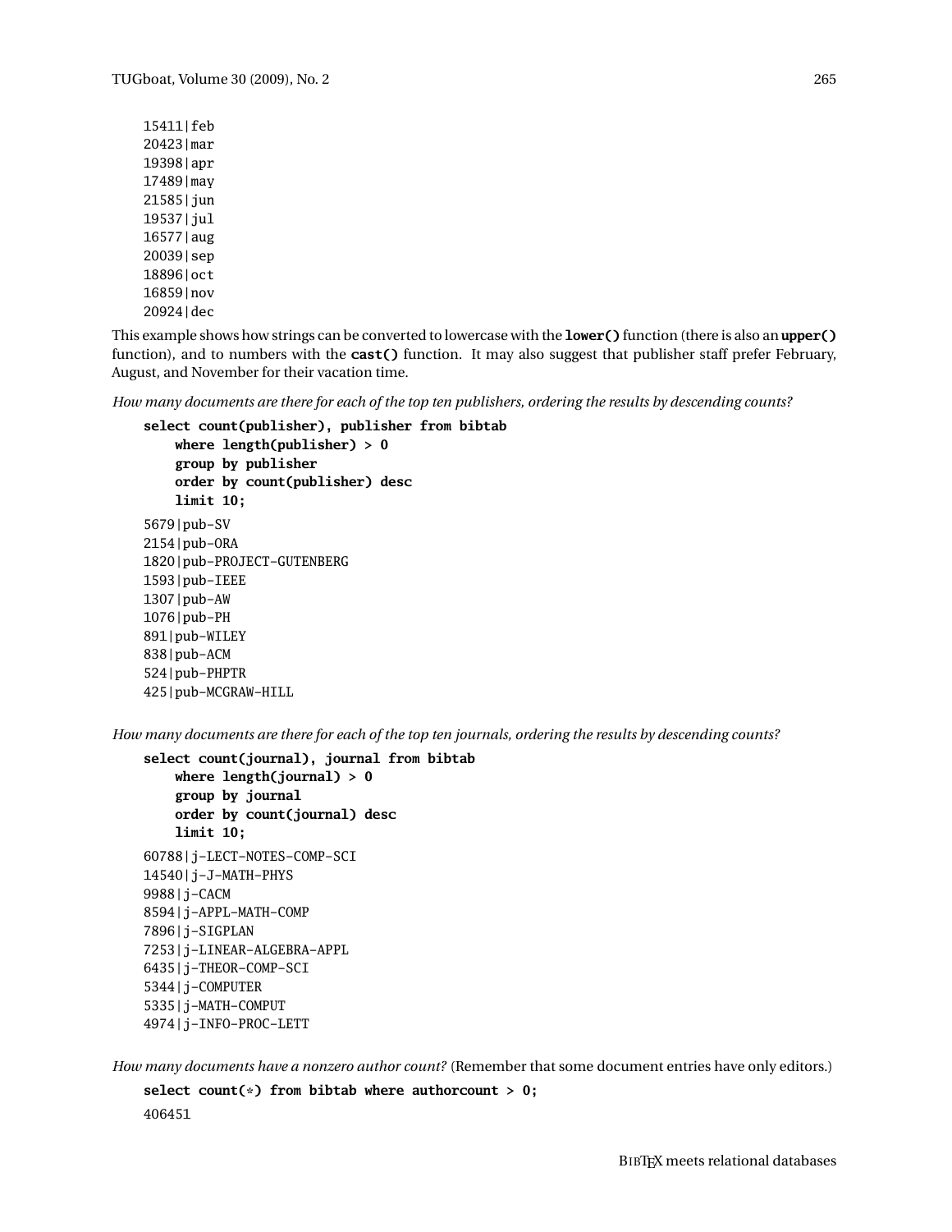```
15411|feb
20423|mar
19398|apr
17489|may
21585|jun
19537|jul
16577|aug
20039|sep
18896|oct
16859|nov
20924|dec
```

This example shows how strings can be converted to lowercase with the **lower()** function (there is also an **upper()** function), and to numbers with the **cast()** function. It may also suggest that publisher staff prefer February, August, and November for their vacation time.

*How many documents are there for each of the top ten publishers, ordering the results by descending counts?*

```
select count(publisher), publisher from bibtab
    where length(publisher) > 0
    group by publisher
    order by count(publisher) desc
    limit 10;
```

```
5679|pub-SV
2154|pub-ORA
1820|pub-PROJECT-GUTENBERG
1593|pub-IEEE
1307|pub-AW
1076|pub-PH
891|pub-WILEY
838|pub-ACM
524|pub-PHPTR
425|pub-MCGRAW-HILL
```

*How many documents are there for each of the top ten journals, ordering the results by descending counts?*

```
select count(journal), journal from bibtab
    where length(journal) > 0
    group by journal
    order by count(journal) desc
    limit 10;
```

```
60788|j-LECT-NOTES-COMP-SCI
14540|j-J-MATH-PHYS
9988|j-CACM
8594|j-APPL-MATH-COMP
7896|j-SIGPLAN
7253|j-LINEAR-ALGEBRA-APPL
6435|j-THEOR-COMP-SCI
5344|j-COMPUTER
5335|j-MATH-COMPUT
4974|j-INFO-PROC-LETT
```

*How many documents have a nonzero author count?* (Remember that some document entries have only editors.)

```
select count(*) from bibtab where authorcount > 0;
```

```
406451
```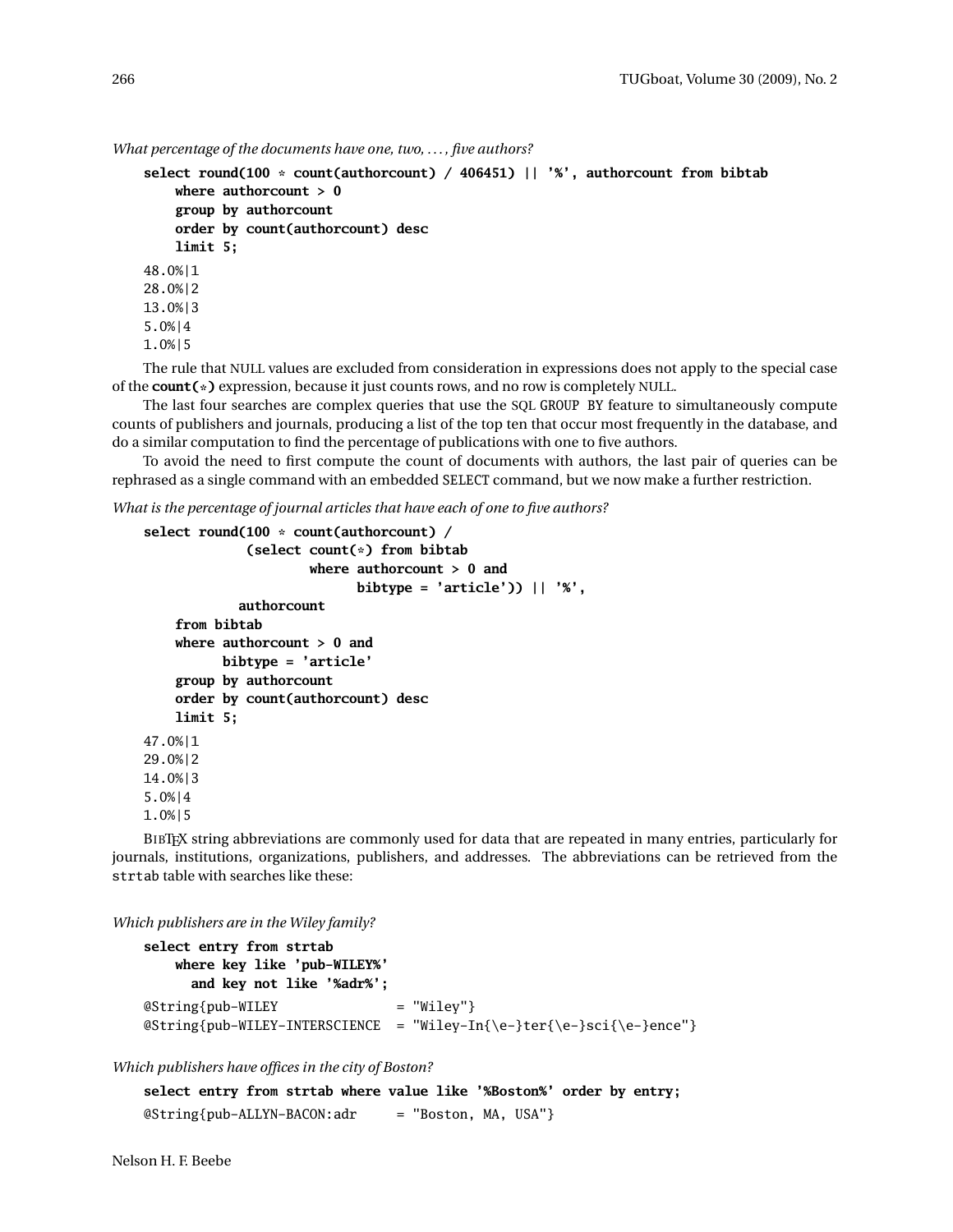*What percentage of the documents have one, two, ..., five authors?*

```
select round(100 * count(authorcount) / 406451) || '%', authorcount from bibtab
    where authorcount > 0
    group by authorcount
    order by count(authorcount) desc
    limit 5;
48.0%|1
28.0%|2
13.0%|3
5.0%|4
1.0%|5
```

The rule that NULL values are excluded from consideration in expressions does not apply to the special case of the **count(*)** expression, because it just counts rows, and no row is completely NULL.

The last four searches are complex queries that use the SQL GROUP BY feature to simultaneously compute counts of publishers and journals, producing a list of the top ten that occur most frequently in the database, and do a similar computation to find the percentage of publications with one to five authors.

To avoid the need to first compute the count of documents with authors, the last pair of queries can be rephrased as a single command with an embedded SELECT command, but we now make a further restriction.

*What is the percentage of journal articles that have each of one to five authors?*

```
select round(100 * count(authorcount) /
              (select count(*) from bibtab
                      where authorcount > 0 and
                            bibtype = 'article')) || '%',
             authorcount
    from bibtab
    where authorcount > 0 and
          bibtype = 'article'
    group by authorcount
    order by count(authorcount) desc
    limit 5;
47.0%|1
29.0%|2
14.0%|3
5.0%|4
1.0%|5
```

BibTeX string abbreviations are commonly used for data that are repeated in many entries, particularly for journals, institutions, organizations, publishers, and addresses. The abbreviations can be retrieved from the strtab table with searches like these:

*Which publishers are in the Wiley family?*

```
select entry from strtab
    where key like 'pub-WILEY%'
      and key not like '%adr%';
@String{pub-WILEY              = "Wiley"}
@String{pub-WILEY-INTERSCIENCE  = "Wiley-In{\e-}ter{\e-}sci{\e-}ence"}
```

*Which publishers have offices in the city of Boston?*

```
select entry from strtab where value like '%Boston%' order by entry;
@String{pub-ALLYN-BACON:adr     = "Boston, MA, USA"}
```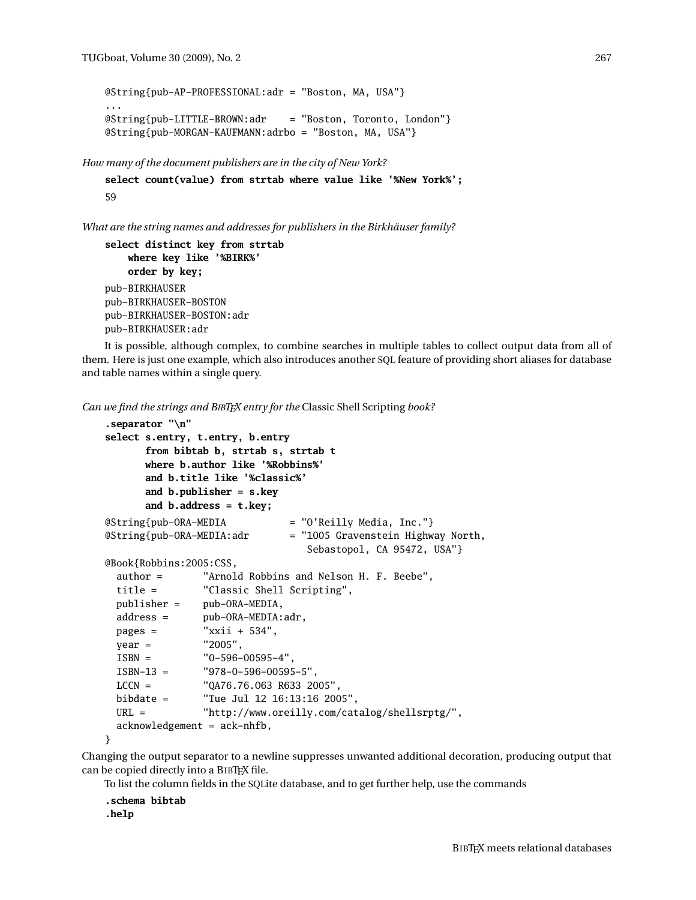```
@String{pub-AP-PROFESSIONAL:adr = "Boston, MA, USA"}
...
@String{pub-LITTLE-BROWN:adr    = "Boston, Toronto, London"}
@String{pub-MORGAN-KAUFMANN:adrbo = "Boston, MA, USA"}
```

*How many of the document publishers are in the city of New York?*

```
select count(value) from strtab where value like '%New York%';
59
```

*What are the string names and addresses for publishers in the Birkhäuser family?*

```
select distinct key from strtab
    where key like '%BIRK%'
    order by key;
pub-BIRKHAUSER
pub-BIRKHAUSER-BOSTON
pub-BIRKHAUSER-BOSTON:adr
pub-BIRKHAUSER:adr
```

It is possible, although complex, to combine searches in multiple tables to collect output data from all of them. Here is just one example, which also introduces another SQL feature of providing short aliases for database and table names within a single query.

*Can we find the strings and BIBTEX entry for the* Classic Shell Scripting *book?*

```
.separator "\n"
select s.entry, t.entry, b.entry
       from bibtab b, strtab s, strtab t
       where b.author like '%Robbins%'
       and b.title like '%classic%'
       and b.publisher = s.key
       and b.address = t.key;
@String{pub-ORA-MEDIA          = "O'Reilly Media, Inc."}
@String{pub-ORA-MEDIA:adr      = "1005 Gravenstein Highway North,
                                  Sebastopol, CA 95472, USA"}
@Book{Robbins:2005:CSS,
  author =       "Arnold Robbins and Nelson H. F. Beebe",
  title =        "Classic Shell Scripting",
  publisher =    pub-ORA-MEDIA,
  address =      pub-ORA-MEDIA:adr,
  pages =        "xxii + 534",
  year =         "2005",
  ISBN =         "0-596-00595-4",
  ISBN-13 =      "978-0-596-00595-5",
  LCCN =         "QA76.76.O63 R633 2005",
  bibdate =      "Tue Jul 12 16:13:16 2005",
  URL =          "http://www.oreilly.com/catalog/shellsrptg/",
  acknowledgement = ack-nhfb,
}
```

Changing the output separator to a newline suppresses unwanted additional decoration, producing output that can be copied directly into a BIBTEX file.

To list the column fields in the SQLite database, and to get further help, use the commands

```
.schema bibtab
.help
```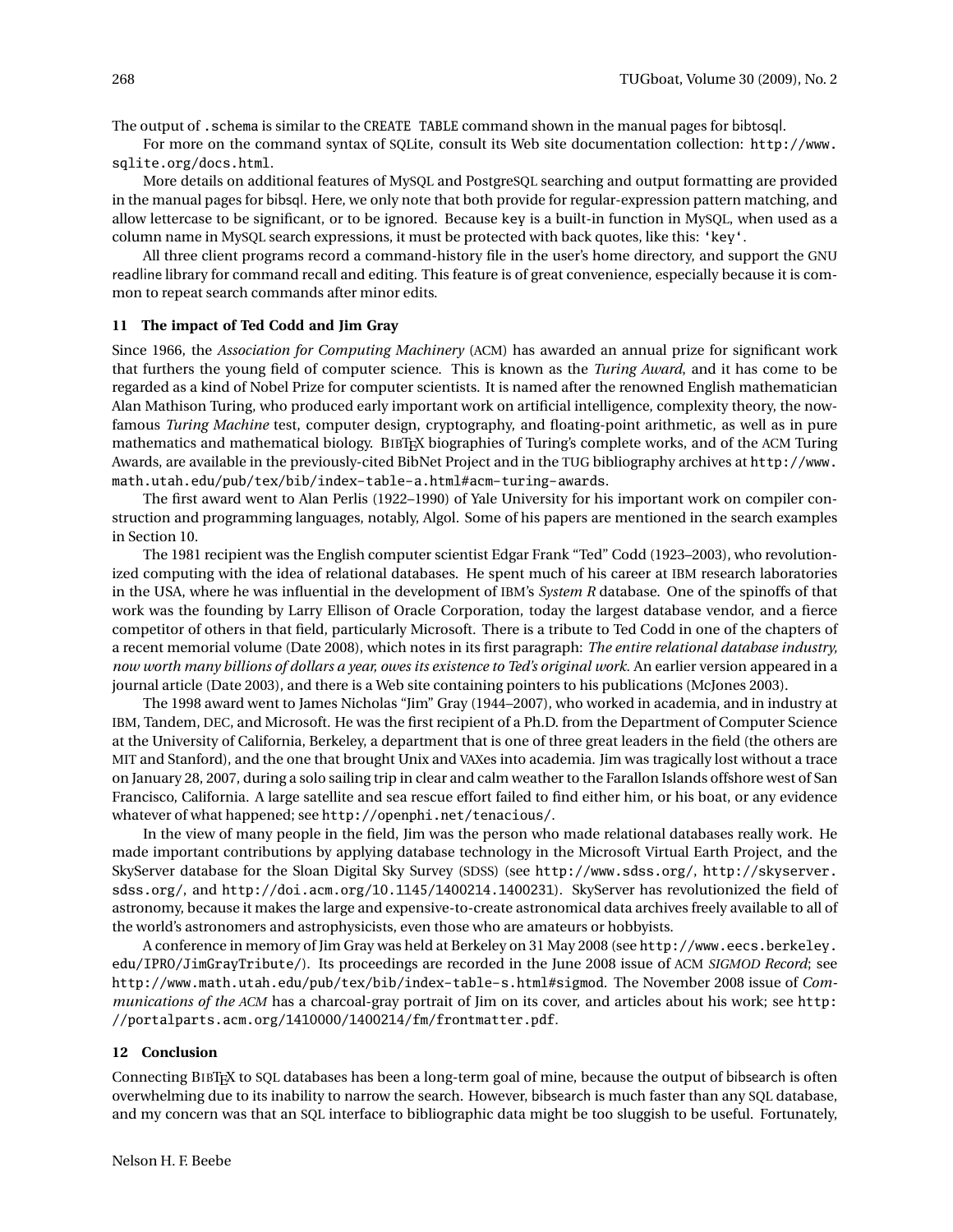The output of `.schema` is similar to the `CREATE TABLE` command shown in the manual pages for bibtosql.

For more on the command syntax of SQLite, consult its Web site documentation collection: `http://www.sqlite.org/docs.html`.

More details on additional features of MySQL and PostgreSQL searching and output formatting are provided in the manual pages for bibsql. Here, we only note that both provide for regular-expression pattern matching, and allow lettercase to be significant, or to be ignored. Because key is a built-in function in MySQL, when used as a column name in MySQL search expressions, it must be protected with back quotes, like this: `` `key` ``.

All three client programs record a command-history file in the user's home directory, and support the GNU readline library for command recall and editing. This feature is of great convenience, especially because it is common to repeat search commands after minor edits.

### 11 The impact of Ted Codd and Jim Gray

Since 1966, the *Association for Computing Machinery* (ACM) has awarded an annual prize for significant work that furthers the young field of computer science. This is known as the *Turing Award*, and it has come to be regarded as a kind of Nobel Prize for computer scientists. It is named after the renowned English mathematician Alan Mathison Turing, who produced early important work on artificial intelligence, complexity theory, the now-famous *Turing Machine* test, computer design, cryptography, and floating-point arithmetic, as well as in pure mathematics and mathematical biology. BIBTEX biographies of Turing's complete works, and of the ACM Turing Awards, are available in the previously-cited BibNet Project and in the TUG bibliography archives at `http://www.math.utah.edu/pub/tex/bib/index-table-a.html#acm-turing-awards`.

The first award went to Alan Perlis (1922–1990) of Yale University for his important work on compiler construction and programming languages, notably, Algol. Some of his papers are mentioned in the search examples in Section 10.

The 1981 recipient was the English computer scientist Edgar Frank "Ted" Codd (1923–2003), who revolutionized computing with the idea of relational databases. He spent much of his career at IBM research laboratories in the USA, where he was influential in the development of IBM's *System R* database. One of the spinoffs of that work was the founding by Larry Ellison of Oracle Corporation, today the largest database vendor, and a fierce competitor of others in that field, particularly Microsoft. There is a tribute to Ted Codd in one of the chapters of a recent memorial volume (Date 2008), which notes in its first paragraph: *The entire relational database industry, now worth many billions of dollars a year, owes its existence to Ted's original work.* An earlier version appeared in a journal article (Date 2003), and there is a Web site containing pointers to his publications (McJones 2003).

The 1998 award went to James Nicholas "Jim" Gray (1944–2007), who worked in academia, and in industry at IBM, Tandem, DEC, and Microsoft. He was the first recipient of a Ph.D. from the Department of Computer Science at the University of California, Berkeley, a department that is one of three great leaders in the field (the others are MIT and Stanford), and the one that brought Unix and VAXes into academia. Jim was tragically lost without a trace on January 28, 2007, during a solo sailing trip in clear and calm weather to the Farallon Islands offshore west of San Francisco, California. A large satellite and sea rescue effort failed to find either him, or his boat, or any evidence whatever of what happened; see `http://openphi.net/tenacious/`.

In the view of many people in the field, Jim was the person who made relational databases really work. He made important contributions by applying database technology in the Microsoft Virtual Earth Project, and the SkyServer database for the Sloan Digital Sky Survey (SDSS) (see `http://www.sdss.org/`, `http://skyserver.sdss.org/`, and `http://doi.acm.org/10.1145/1400214.1400231`). SkyServer has revolutionized the field of astronomy, because it makes the large and expensive-to-create astronomical data archives freely available to all of the world's astronomers and astrophysicists, even those who are amateurs or hobbyists.

A conference in memory of Jim Gray was held at Berkeley on 31 May 2008 (see `http://www.eecs.berkeley.edu/IPRO/JimGrayTribute/`). Its proceedings are recorded in the June 2008 issue of ACM *SIGMOD Record*; see `http://www.math.utah.edu/pub/tex/bib/index-table-s.html#sigmod`. The November 2008 issue of *Communications of the ACM* has a charcoal-gray portrait of Jim on its cover, and articles about his work; see `http://portalparts.acm.org/1410000/1400214/fm/frontmatter.pdf`.

### 12 Conclusion

Connecting BIBTEX to SQL databases has been a long-term goal of mine, because the output of bibsearch is often overwhelming due to its inability to narrow the search. However, bibsearch is much faster than any SQL database, and my concern was that an SQL interface to bibliographic data might be too sluggish to be useful. Fortunately,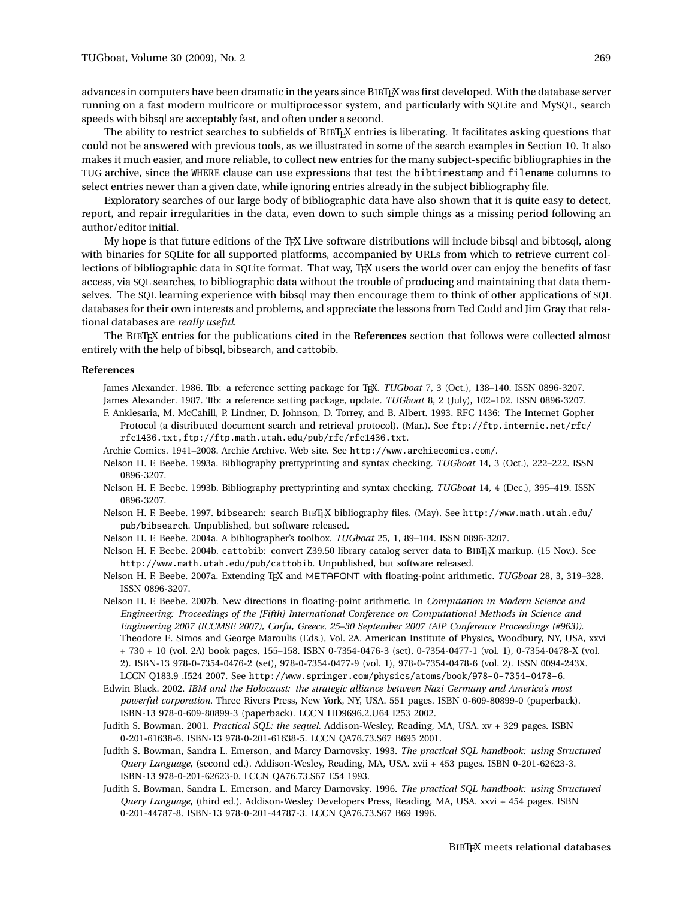advances in computers have been dramatic in the years since BIBTEX was first developed. With the database server running on a fast modern multicore or multiprocessor system, and particularly with SQLite and MySQL, search speeds with bibsql are acceptably fast, and often under a second.

The ability to restrict searches to subfields of BIBTEX entries is liberating. It facilitates asking questions that could not be answered with previous tools, as we illustrated in some of the search examples in Section 10. It also makes it much easier, and more reliable, to collect new entries for the many subject-specific bibliographies in the TUG archive, since the `WHERE` clause can use expressions that test the `bibtimestamp` and `filename` columns to select entries newer than a given date, while ignoring entries already in the subject bibliography file.

Exploratory searches of our large body of bibliographic data have also shown that it is quite easy to detect, report, and repair irregularities in the data, even down to such simple things as a missing period following an author/editor initial.

My hope is that future editions of the TEX Live software distributions will include bibsql and bibtosql, along with binaries for SQLite for all supported platforms, accompanied by URLs from which to retrieve current collections of bibliographic data in SQLite format. That way, TEX users the world over can enjoy the benefits of fast access, via SQL searches, to bibliographic data without the trouble of producing and maintaining that data themselves. The SQL learning experience with bibsql may then encourage them to think of other applications of SQL databases for their own interests and problems, and appreciate the lessons from Ted Codd and Jim Gray that relational databases are *really useful*.

The BIBTEX entries for the publications cited in the **References** section that follows were collected almost entirely with the help of bibsql, bibsearch, and cattobib.

**References**

James Alexander. 1986. Tib: a reference setting package for TEX. *TUGboat* 7, 3 (Oct.), 138–140. ISSN 0896-3207.

James Alexander. 1987. Tib: a reference setting package, update. *TUGboat* 8, 2 (July), 102–102. ISSN 0896-3207.

F. Anklesaria, M. McCahill, P. Lindner, D. Johnson, D. Torrey, and B. Albert. 1993. RFC 1436: The Internet Gopher Protocol (a distributed document search and retrieval protocol). (Mar.). See `ftp://ftp.internic.net/rfc/rfc1436.txt,ftp://ftp.math.utah.edu/pub/rfc/rfc1436.txt`.

Archie Comics. 1941–2008. Archie Archive. Web site. See `http://www.archiecomics.com/`.

Nelson H. F. Beebe. 1993a. Bibliography prettyprinting and syntax checking. *TUGboat* 14, 3 (Oct.), 222–222. ISSN 0896-3207.

Nelson H. F. Beebe. 1993b. Bibliography prettyprinting and syntax checking. *TUGboat* 14, 4 (Dec.), 395–419. ISSN 0896-3207.

Nelson H. F. Beebe. 1997. `bibsearch`: search BIBTEX bibliography files. (May). See `http://www.math.utah.edu/pub/bibsearch`. Unpublished, but software released.

Nelson H. F. Beebe. 2004a. A bibliographer's toolbox. *TUGboat* 25, 1, 89–104. ISSN 0896-3207.

Nelson H. F. Beebe. 2004b. `cattobib`: convert Z39.50 library catalog server data to BIBTEX markup. (15 Nov.). See `http://www.math.utah.edu/pub/cattobib`. Unpublished, but software released.

Nelson H. F. Beebe. 2007a. Extending TEX and METAFONT with floating-point arithmetic. *TUGboat* 28, 3, 319–328. ISSN 0896-3207.

Nelson H. F. Beebe. 2007b. New directions in floating-point arithmetic. In *Computation in Modern Science and Engineering: Proceedings of the [Fifth] International Conference on Computational Methods in Science and Engineering 2007 (ICCMSE 2007), Corfu, Greece, 25–30 September 2007 (AIP Conference Proceedings (#963))*. Theodore E. Simos and George Maroulis (Eds.), Vol. 2A. American Institute of Physics, Woodbury, NY, USA, xxvi + 730 + 10 (vol. 2A) book pages, 155–158. ISBN 0-7354-0476-3 (set), 0-7354-0477-1 (vol. 1), 0-7354-0478-X (vol. 2). ISBN-13 978-0-7354-0476-2 (set), 978-0-7354-0477-9 (vol. 1), 978-0-7354-0478-6 (vol. 2). ISSN 0094-243X. LCCN Q183.9 .I524 2007. See `http://www.springer.com/physics/atoms/book/978-0-7354-0478-6`.

Edwin Black. 2002. *IBM and the Holocaust: the strategic alliance between Nazi Germany and America's most powerful corporation*. Three Rivers Press, New York, NY, USA. 551 pages. ISBN 0-609-80899-0 (paperback). ISBN-13 978-0-609-80899-3 (paperback). LCCN HD9696.2.U64 I253 2002.

Judith S. Bowman. 2001. *Practical SQL: the sequel*. Addison-Wesley, Reading, MA, USA. xv + 329 pages. ISBN 0-201-61638-6. ISBN-13 978-0-201-61638-5. LCCN QA76.73.S67 B695 2001.

Judith S. Bowman, Sandra L. Emerson, and Marcy Darnovsky. 1993. *The practical SQL handbook: using Structured Query Language*, (second ed.). Addison-Wesley, Reading, MA, USA. xvii + 453 pages. ISBN 0-201-62623-3. ISBN-13 978-0-201-62623-0. LCCN QA76.73.S67 E54 1993.

Judith S. Bowman, Sandra L. Emerson, and Marcy Darnovsky. 1996. *The practical SQL handbook: using Structured Query Language*, (third ed.). Addison-Wesley Developers Press, Reading, MA, USA. xxvi + 454 pages. ISBN 0-201-44787-8. ISBN-13 978-0-201-44787-3. LCCN QA76.73.S67 B69 1996.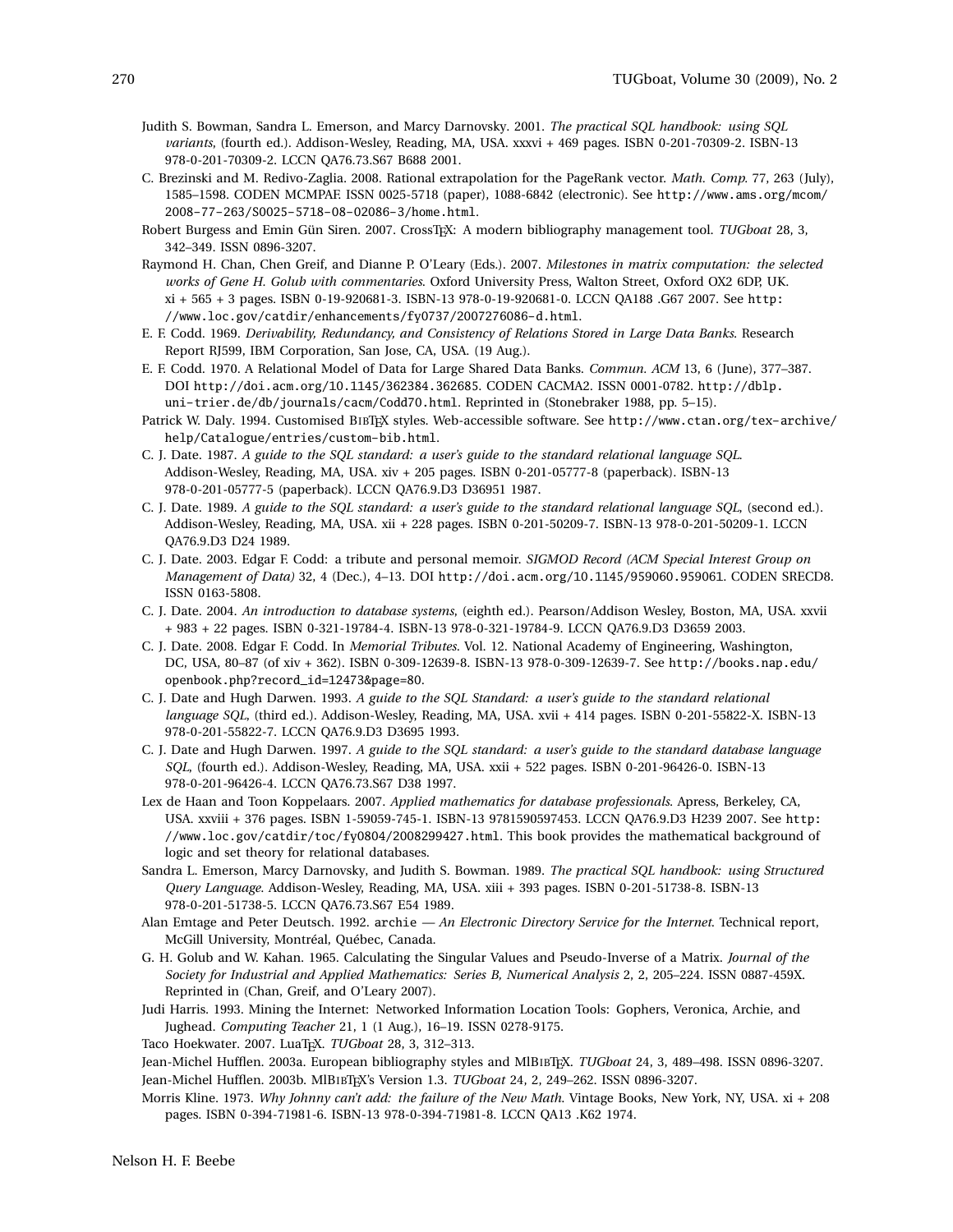Judith S. Bowman, Sandra L. Emerson, and Marcy Darnovsky. 2001. *The practical SQL handbook: using SQL variants*, (fourth ed.). Addison-Wesley, Reading, MA, USA. xxxvi + 469 pages. ISBN 0-201-70309-2. ISBN-13 978-0-201-70309-2. LCCN QA76.73.S67 B688 2001.

C. Brezinski and M. Redivo-Zaglia. 2008. Rational extrapolation for the PageRank vector. *Math. Comp.* 77, 263 (July), 1585–1598. CODEN MCMPAF. ISSN 0025-5718 (paper), 1088-6842 (electronic). See `http://www.ams.org/mcom/2008-77-263/S0025-5718-08-02086-3/home.html`.

Robert Burgess and Emin Gün Siren. 2007. CrossTeX: A modern bibliography management tool. *TUGboat* 28, 3, 342–349. ISSN 0896-3207.

Raymond H. Chan, Chen Greif, and Dianne P. O'Leary (Eds.). 2007. *Milestones in matrix computation: the selected works of Gene H. Golub with commentaries*. Oxford University Press, Walton Street, Oxford OX2 6DP, UK. xi + 565 + 3 pages. ISBN 0-19-920681-3. ISBN-13 978-0-19-920681-0. LCCN QA188 .G67 2007. See `http://www.loc.gov/catdir/enhancements/fy0737/2007276086-d.html`.

E. F. Codd. 1969. *Derivability, Redundancy, and Consistency of Relations Stored in Large Data Banks*. Research Report RJ599, IBM Corporation, San Jose, CA, USA. (19 Aug.).

E. F. Codd. 1970. A Relational Model of Data for Large Shared Data Banks. *Commun. ACM* 13, 6 (June), 377–387. DOI `http://doi.acm.org/10.1145/362384.362685`. CODEN CACMA2. ISSN 0001-0782. `http://dblp.uni-trier.de/db/journals/cacm/Codd70.html`. Reprinted in (Stonebraker 1988, pp. 5–15).

Patrick W. Daly. 1994. Customised BibTeX styles. Web-accessible software. See `http://www.ctan.org/tex-archive/help/Catalogue/entries/custom-bib.html`.

C. J. Date. 1987. *A guide to the SQL standard: a user's guide to the standard relational language SQL*. Addison-Wesley, Reading, MA, USA. xiv + 205 pages. ISBN 0-201-05777-8 (paperback). ISBN-13 978-0-201-05777-5 (paperback). LCCN QA76.9.D3 D36951 1987.

C. J. Date. 1989. *A guide to the SQL standard: a user's guide to the standard relational language SQL*, (second ed.). Addison-Wesley, Reading, MA, USA. xii + 228 pages. ISBN 0-201-50209-7. ISBN-13 978-0-201-50209-1. LCCN QA76.9.D3 D24 1989.

C. J. Date. 2003. Edgar F. Codd: a tribute and personal memoir. *SIGMOD Record (ACM Special Interest Group on Management of Data)* 32, 4 (Dec.), 4–13. DOI `http://doi.acm.org/10.1145/959060.959061`. CODEN SRECD8. ISSN 0163-5808.

C. J. Date. 2004. *An introduction to database systems*, (eighth ed.). Pearson/Addison Wesley, Boston, MA, USA. xxvii + 983 + 22 pages. ISBN 0-321-19784-4. ISBN-13 978-0-321-19784-9. LCCN QA76.9.D3 D3659 2003.

C. J. Date. 2008. Edgar F. Codd. In *Memorial Tributes*. Vol. 12. National Academy of Engineering, Washington, DC, USA, 80–87 (of xiv + 362). ISBN 0-309-12639-8. ISBN-13 978-0-309-12639-7. See `http://books.nap.edu/openbook.php?record_id=12473&page=80`.

C. J. Date and Hugh Darwen. 1993. *A guide to the SQL Standard: a user's guide to the standard relational language SQL*, (third ed.). Addison-Wesley, Reading, MA, USA. xvii + 414 pages. ISBN 0-201-55822-X. ISBN-13 978-0-201-55822-7. LCCN QA76.9.D3 D3695 1993.

C. J. Date and Hugh Darwen. 1997. *A guide to the SQL standard: a user's guide to the standard database language SQL*, (fourth ed.). Addison-Wesley, Reading, MA, USA. xxii + 522 pages. ISBN 0-201-96426-0. ISBN-13 978-0-201-96426-4. LCCN QA76.73.S67 D38 1997.

Lex de Haan and Toon Koppelaars. 2007. *Applied mathematics for database professionals*. Apress, Berkeley, CA, USA. xxviii + 376 pages. ISBN 1-59059-745-1. ISBN-13 9781590597453. LCCN QA76.9.D3 H239 2007. See `http://www.loc.gov/catdir/toc/fy0804/2008299427.html`. This book provides the mathematical background of logic and set theory for relational databases.

Sandra L. Emerson, Marcy Darnovsky, and Judith S. Bowman. 1989. *The practical SQL handbook: using Structured Query Language*. Addison-Wesley, Reading, MA, USA. xiii + 393 pages. ISBN 0-201-51738-8. ISBN-13 978-0-201-51738-5. LCCN QA76.73.S67 E54 1989.

Alan Emtage and Peter Deutsch. 1992. `archie` — *An Electronic Directory Service for the Internet*. Technical report, McGill University, Montréal, Québec, Canada.

G. H. Golub and W. Kahan. 1965. Calculating the Singular Values and Pseudo-Inverse of a Matrix. *Journal of the Society for Industrial and Applied Mathematics: Series B, Numerical Analysis* 2, 2, 205–224. ISSN 0887-459X. Reprinted in (Chan, Greif, and O'Leary 2007).

Judi Harris. 1993. Mining the Internet: Networked Information Location Tools: Gophers, Veronica, Archie, and Jughead. *Computing Teacher* 21, 1 (1 Aug.), 16–19. ISSN 0278-9175.

Taco Hoekwater. 2007. LuaTeX. *TUGboat* 28, 3, 312–313.

Jean-Michel Hufflen. 2003a. European bibliography styles and MlBibTeX. *TUGboat* 24, 3, 489–498. ISSN 0896-3207.

Jean-Michel Hufflen. 2003b. MlBibTeX's Version 1.3. *TUGboat* 24, 2, 249–262. ISSN 0896-3207.

Morris Kline. 1973. *Why Johnny can't add: the failure of the New Math*. Vintage Books, New York, NY, USA. xi + 208 pages. ISBN 0-394-71981-6. ISBN-13 978-0-394-71981-8. LCCN QA13 .K62 1974.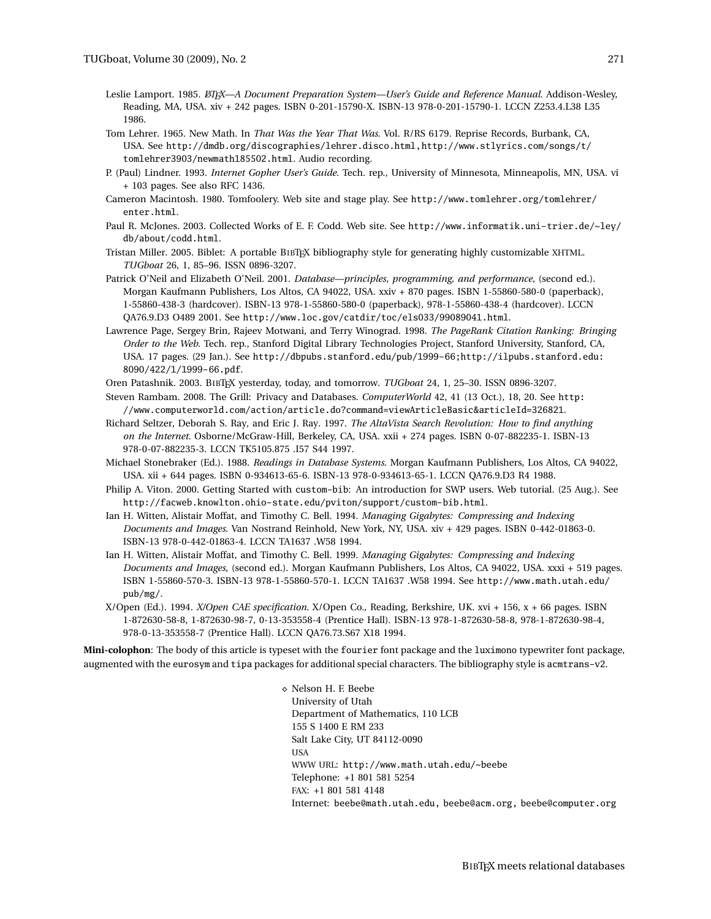Leslie Lamport. 1985. *LaTeX—A Document Preparation System—User's Guide and Reference Manual*. Addison-Wesley, Reading, MA, USA. xiv + 242 pages. ISBN 0-201-15790-X. ISBN-13 978-0-201-15790-1. LCCN Z253.4.L38 L35 1986.

Tom Lehrer. 1965. New Math. In *That Was the Year That Was*. Vol. R/RS 6179. Reprise Records, Burbank, CA, USA. See http://dmdb.org/discographies/lehrer.disco.html,http://www.stlyrics.com/songs/t/tomlehrer3903/newmath185502.html. Audio recording.

P. (Paul) Lindner. 1993. *Internet Gopher User's Guide*. Tech. rep., University of Minnesota, Minneapolis, MN, USA. vi + 103 pages. See also RFC 1436.

Cameron Macintosh. 1980. Tomfoolery. Web site and stage play. See http://www.tomlehrer.org/tomlehrer/enter.html.

Paul R. McJones. 2003. Collected Works of E. F. Codd. Web site. See http://www.informatik.uni-trier.de/~ley/db/about/codd.html.

Tristan Miller. 2005. Biblet: A portable BIBTEX bibliography style for generating highly customizable XHTML. *TUGboat* 26, 1, 85–96. ISSN 0896-3207.

Patrick O'Neil and Elizabeth O'Neil. 2001. *Database—principles, programming, and performance*, (second ed.). Morgan Kaufmann Publishers, Los Altos, CA 94022, USA. xxiv + 870 pages. ISBN 1-55860-580-0 (paperback), 1-55860-438-3 (hardcover). ISBN-13 978-1-55860-580-0 (paperback), 978-1-55860-438-4 (hardcover). LCCN QA76.9.D3 O489 2001. See http://www.loc.gov/catdir/toc/els033/99089041.html.

Lawrence Page, Sergey Brin, Rajeev Motwani, and Terry Winograd. 1998. *The PageRank Citation Ranking: Bringing Order to the Web*. Tech. rep., Stanford Digital Library Technologies Project, Stanford University, Stanford, CA, USA. 17 pages. (29 Jan.). See http://dbpubs.stanford.edu/pub/1999-66;http://ilpubs.stanford.edu:8090/422/1/1999-66.pdf.

Oren Patashnik. 2003. BIBTEX yesterday, today, and tomorrow. *TUGboat* 24, 1, 25–30. ISSN 0896-3207.

Steven Rambam. 2008. The Grill: Privacy and Databases. *ComputerWorld* 42, 41 (13 Oct.), 18, 20. See http://www.computerworld.com/action/article.do?command=viewArticleBasic&articleId=326821.

Richard Seltzer, Deborah S. Ray, and Eric J. Ray. 1997. *The AltaVista Search Revolution: How to find anything on the Internet*. Osborne/McGraw-Hill, Berkeley, CA, USA. xxii + 274 pages. ISBN 0-07-882235-1. ISBN-13 978-0-07-882235-3. LCCN TK5105.875 .I57 S44 1997.

Michael Stonebraker (Ed.). 1988. *Readings in Database Systems*. Morgan Kaufmann Publishers, Los Altos, CA 94022, USA. xii + 644 pages. ISBN 0-934613-65-6. ISBN-13 978-0-934613-65-1. LCCN QA76.9.D3 R4 1988.

Philip A. Viton. 2000. Getting Started with custom-bib: An introduction for SWP users. Web tutorial. (25 Aug.). See http://facweb.knowlton.ohio-state.edu/pviton/support/custom-bib.html.

Ian H. Witten, Alistair Moffat, and Timothy C. Bell. 1994. *Managing Gigabytes: Compressing and Indexing Documents and Images*. Van Nostrand Reinhold, New York, NY, USA. xiv + 429 pages. ISBN 0-442-01863-0. ISBN-13 978-0-442-01863-4. LCCN TA1637 .W58 1994.

Ian H. Witten, Alistair Moffat, and Timothy C. Bell. 1999. *Managing Gigabytes: Compressing and Indexing Documents and Images*, (second ed.). Morgan Kaufmann Publishers, Los Altos, CA 94022, USA. xxxi + 519 pages. ISBN 1-55860-570-3. ISBN-13 978-1-55860-570-1. LCCN TA1637 .W58 1994. See http://www.math.utah.edu/pub/mg/.

X/Open (Ed.). 1994. *X/Open CAE specification*. X/Open Co., Reading, Berkshire, UK. xvi + 156, x + 66 pages. ISBN 1-872630-58-8, 1-872630-98-7, 0-13-353558-4 (Prentice Hall). ISBN-13 978-1-872630-58-8, 978-1-872630-98-4, 978-0-13-353558-7 (Prentice Hall). LCCN QA76.73.S67 X18 1994.

**Mini-colophon**: The body of this article is typeset with the fourier font package and the luximono typewriter font package, augmented with the eurosym and tipa packages for additional special characters. The bibliography style is acmtrans-v2.

⋄ Nelson H. F. Beebe
University of Utah
Department of Mathematics, 110 LCB
155 S 1400 E RM 233
Salt Lake City, UT 84112-0090
USA
WWW URL: http://www.math.utah.edu/~beebe
Telephone: +1 801 581 5254
FAX: +1 801 581 4148
Internet: beebe@math.utah.edu, beebe@acm.org, beebe@computer.org